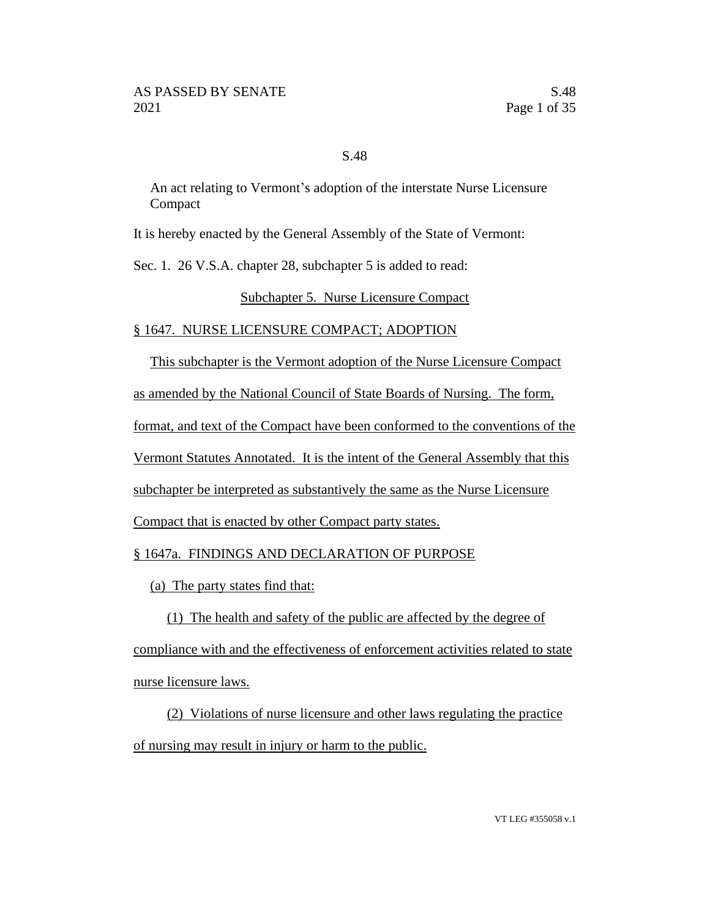S.48

An act relating to Vermont's adoption of the interstate Nurse Licensure Compact

It is hereby enacted by the General Assembly of the State of Vermont:

Sec. 1. 26 V.S.A. chapter 28, subchapter 5 is added to read:

## Subchapter 5. Nurse Licensure Compact

### § 1647. NURSE LICENSURE COMPACT; ADOPTION

This subchapter is the Vermont adoption of the Nurse Licensure Compact as amended by the National Council of State Boards of Nursing. The form, format, and text of the Compact have been conformed to the conventions of the Vermont Statutes Annotated. It is the intent of the General Assembly that this subchapter be interpreted as substantively the same as the Nurse Licensure Compact that is enacted by other Compact party states.

### § 1647a. FINDINGS AND DECLARATION OF PURPOSE

(a) The party states find that:

(1) The health and safety of the public are affected by the degree of compliance with and the effectiveness of enforcement activities related to state nurse licensure laws.

(2) Violations of nurse licensure and other laws regulating the practice of nursing may result in injury or harm to the public.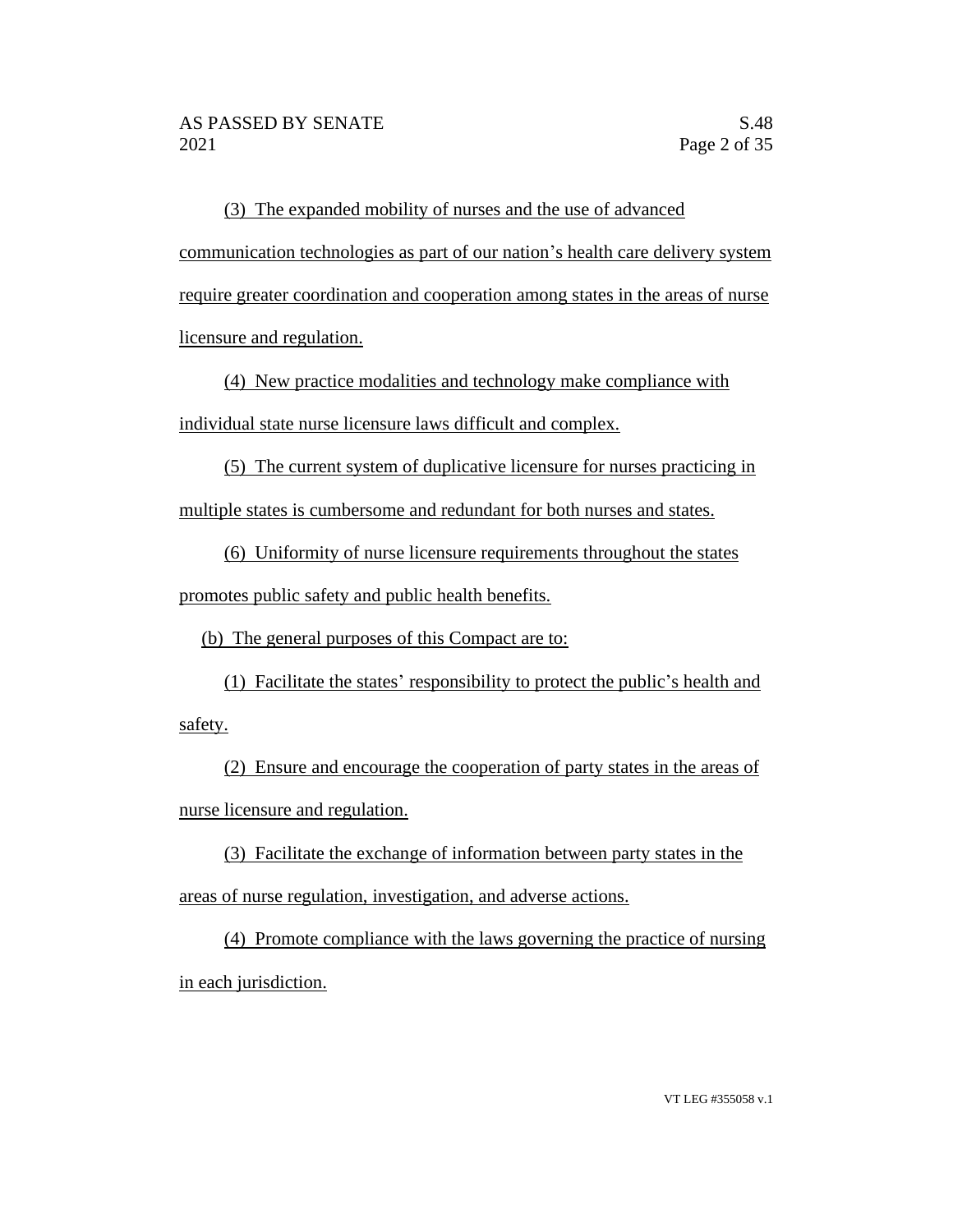(3) The expanded mobility of nurses and the use of advanced communication technologies as part of our nation's health care delivery system require greater coordination and cooperation among states in the areas of nurse licensure and regulation.

(4) New practice modalities and technology make compliance with individual state nurse licensure laws difficult and complex.

(5) The current system of duplicative licensure for nurses practicing in multiple states is cumbersome and redundant for both nurses and states.

(6) Uniformity of nurse licensure requirements throughout the states promotes public safety and public health benefits.

(b) The general purposes of this Compact are to:

(1) Facilitate the states' responsibility to protect the public's health and safety.

(2) Ensure and encourage the cooperation of party states in the areas of nurse licensure and regulation.

(3) Facilitate the exchange of information between party states in the areas of nurse regulation, investigation, and adverse actions.

(4) Promote compliance with the laws governing the practice of nursing in each jurisdiction.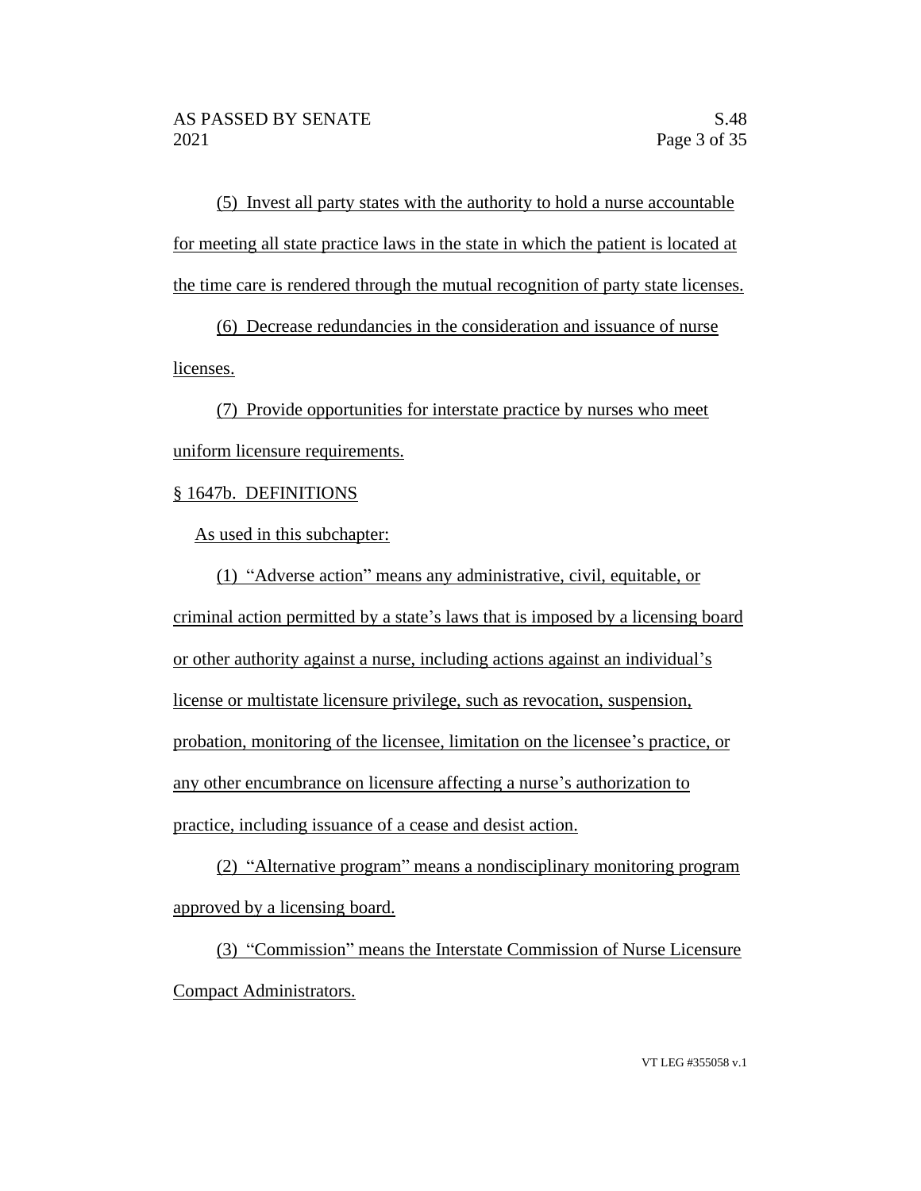(5) Invest all party states with the authority to hold a nurse accountable for meeting all state practice laws in the state in which the patient is located at the time care is rendered through the mutual recognition of party state licenses.

(6) Decrease redundancies in the consideration and issuance of nurse licenses.

(7) Provide opportunities for interstate practice by nurses who meet uniform licensure requirements.

§ 1647b. DEFINITIONS

As used in this subchapter:

(1) "Adverse action" means any administrative, civil, equitable, or criminal action permitted by a state's laws that is imposed by a licensing board or other authority against a nurse, including actions against an individual's license or multistate licensure privilege, such as revocation, suspension, probation, monitoring of the licensee, limitation on the licensee's practice, or any other encumbrance on licensure affecting a nurse's authorization to practice, including issuance of a cease and desist action.

(2) "Alternative program" means a nondisciplinary monitoring program approved by a licensing board.

(3) "Commission" means the Interstate Commission of Nurse Licensure Compact Administrators.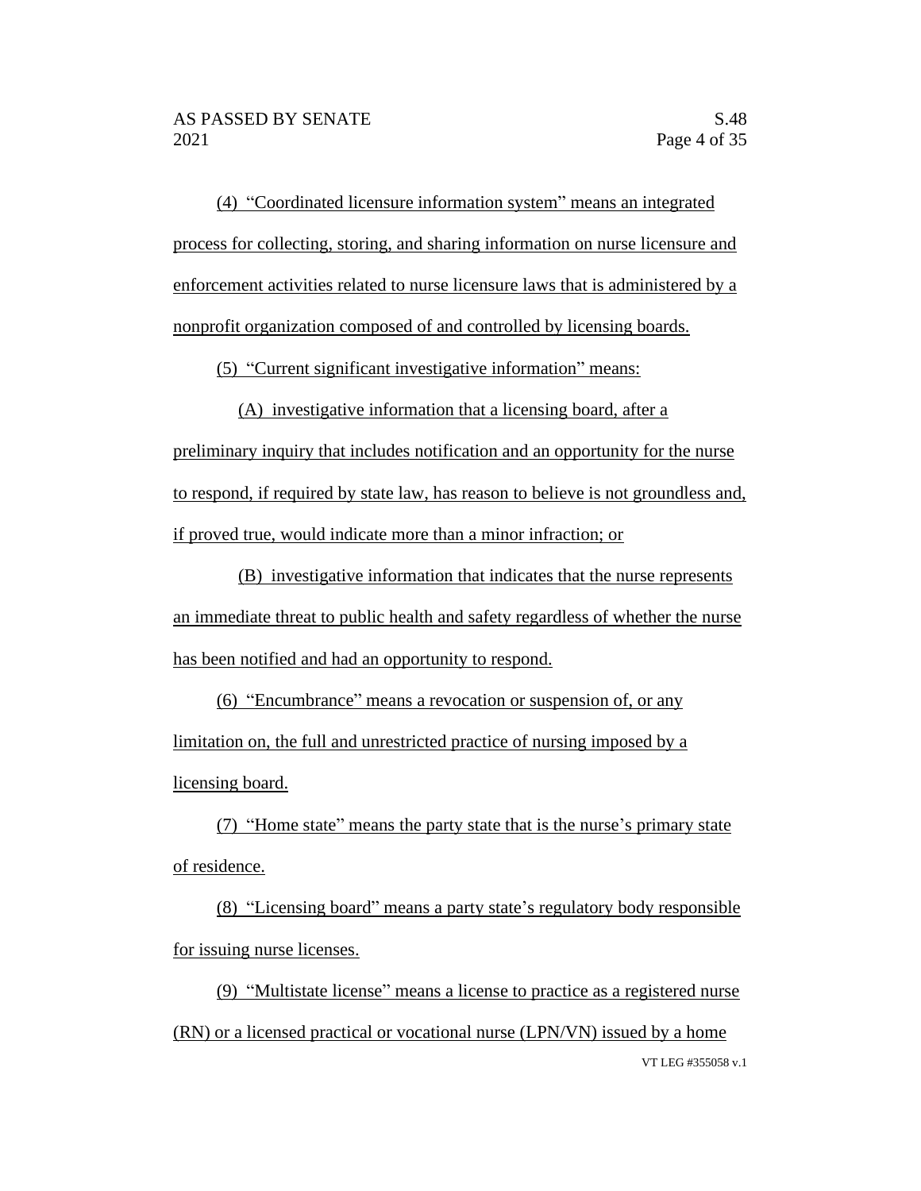(4) "Coordinated licensure information system" means an integrated process for collecting, storing, and sharing information on nurse licensure and enforcement activities related to nurse licensure laws that is administered by a nonprofit organization composed of and controlled by licensing boards.

(5) "Current significant investigative information" means:

(A) investigative information that a licensing board, after a preliminary inquiry that includes notification and an opportunity for the nurse to respond, if required by state law, has reason to believe is not groundless and, if proved true, would indicate more than a minor infraction; or

(B) investigative information that indicates that the nurse represents an immediate threat to public health and safety regardless of whether the nurse has been notified and had an opportunity to respond.

(6) "Encumbrance" means a revocation or suspension of, or any limitation on, the full and unrestricted practice of nursing imposed by a licensing board.

(7) "Home state" means the party state that is the nurse's primary state of residence.

(8) "Licensing board" means a party state's regulatory body responsible for issuing nurse licenses.

(9) "Multistate license" means a license to practice as a registered nurse (RN) or a licensed practical or vocational nurse (LPN/VN) issued by a home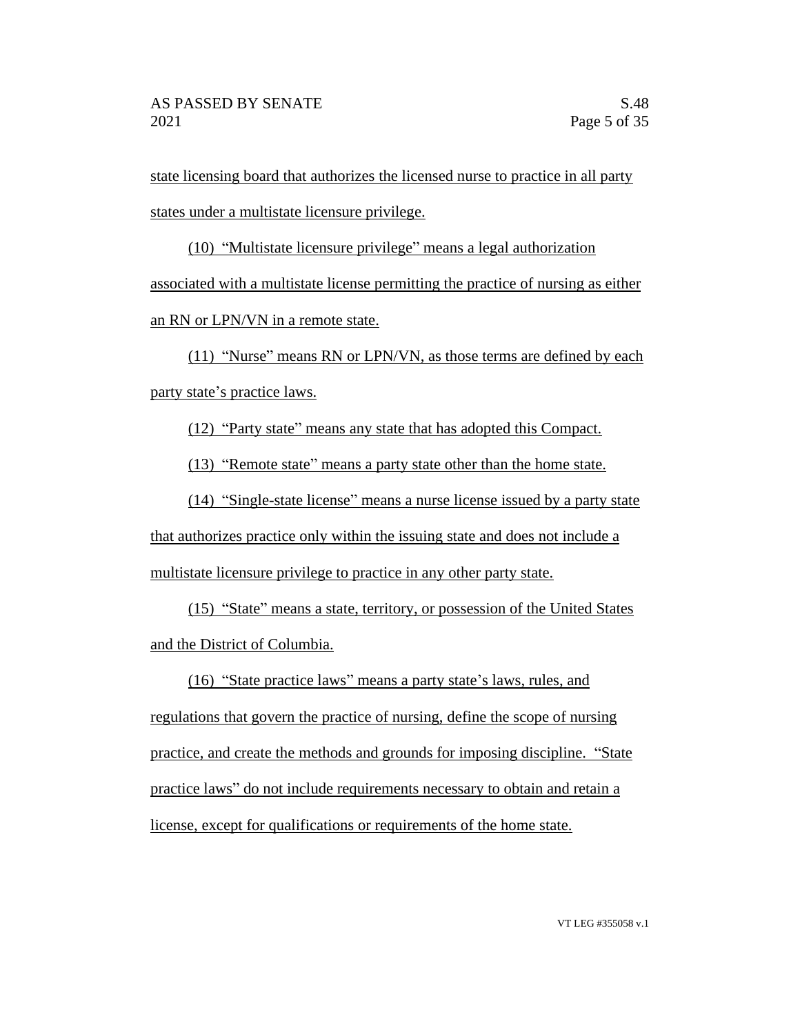state licensing board that authorizes the licensed nurse to practice in all party states under a multistate licensure privilege.

(10) "Multistate licensure privilege" means a legal authorization associated with a multistate license permitting the practice of nursing as either an RN or LPN/VN in a remote state.

(11) "Nurse" means RN or LPN/VN, as those terms are defined by each party state's practice laws.

(12) "Party state" means any state that has adopted this Compact.

(13) "Remote state" means a party state other than the home state.

(14) "Single-state license" means a nurse license issued by a party state that authorizes practice only within the issuing state and does not include a multistate licensure privilege to practice in any other party state.

(15) "State" means a state, territory, or possession of the United States and the District of Columbia.

(16) "State practice laws" means a party state's laws, rules, and regulations that govern the practice of nursing, define the scope of nursing practice, and create the methods and grounds for imposing discipline. "State practice laws" do not include requirements necessary to obtain and retain a license, except for qualifications or requirements of the home state.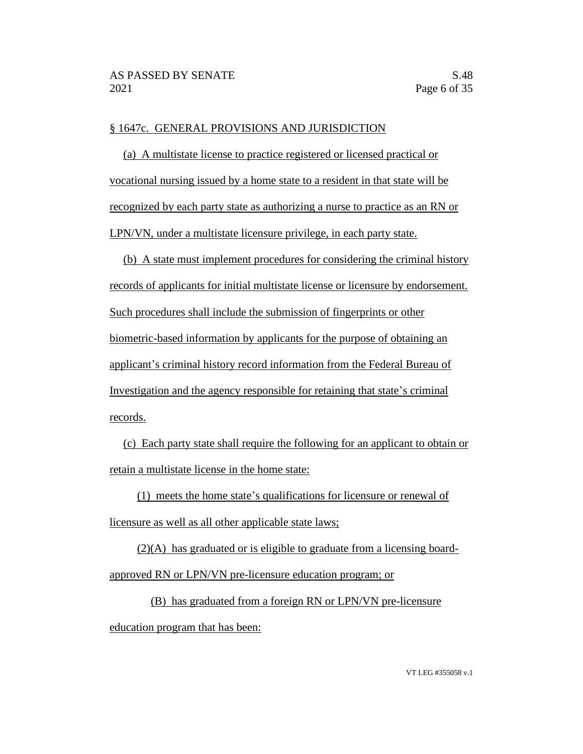§ 1647c. GENERAL PROVISIONS AND JURISDICTION

(a) A multistate license to practice registered or licensed practical or vocational nursing issued by a home state to a resident in that state will be recognized by each party state as authorizing a nurse to practice as an RN or LPN/VN, under a multistate licensure privilege, in each party state.

(b) A state must implement procedures for considering the criminal history records of applicants for initial multistate license or licensure by endorsement. Such procedures shall include the submission of fingerprints or other biometric-based information by applicants for the purpose of obtaining an applicant's criminal history record information from the Federal Bureau of Investigation and the agency responsible for retaining that state's criminal records.

(c) Each party state shall require the following for an applicant to obtain or retain a multistate license in the home state:

(1) meets the home state's qualifications for licensure or renewal of licensure as well as all other applicable state laws;

(2)(A) has graduated or is eligible to graduate from a licensing board-approved RN or LPN/VN pre-licensure education program; or

(B) has graduated from a foreign RN or LPN/VN pre-licensure education program that has been: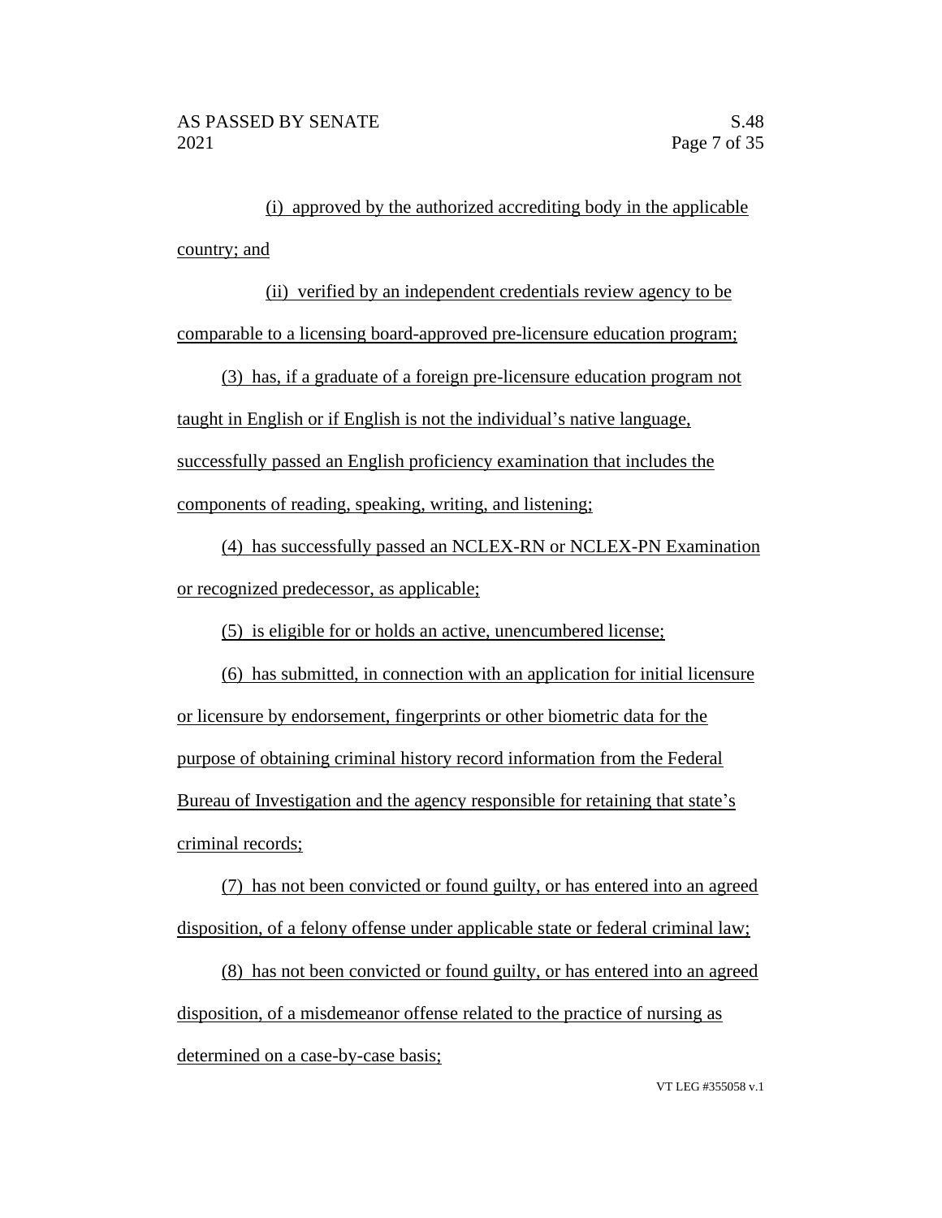(i) approved by the authorized accrediting body in the applicable country; and

(ii) verified by an independent credentials review agency to be comparable to a licensing board-approved pre-licensure education program;

(3) has, if a graduate of a foreign pre-licensure education program not taught in English or if English is not the individual's native language, successfully passed an English proficiency examination that includes the components of reading, speaking, writing, and listening;

(4) has successfully passed an NCLEX-RN or NCLEX-PN Examination or recognized predecessor, as applicable;

(5) is eligible for or holds an active, unencumbered license;

(6) has submitted, in connection with an application for initial licensure or licensure by endorsement, fingerprints or other biometric data for the purpose of obtaining criminal history record information from the Federal Bureau of Investigation and the agency responsible for retaining that state's criminal records;

(7) has not been convicted or found guilty, or has entered into an agreed disposition, of a felony offense under applicable state or federal criminal law;

(8) has not been convicted or found guilty, or has entered into an agreed disposition, of a misdemeanor offense related to the practice of nursing as determined on a case-by-case basis;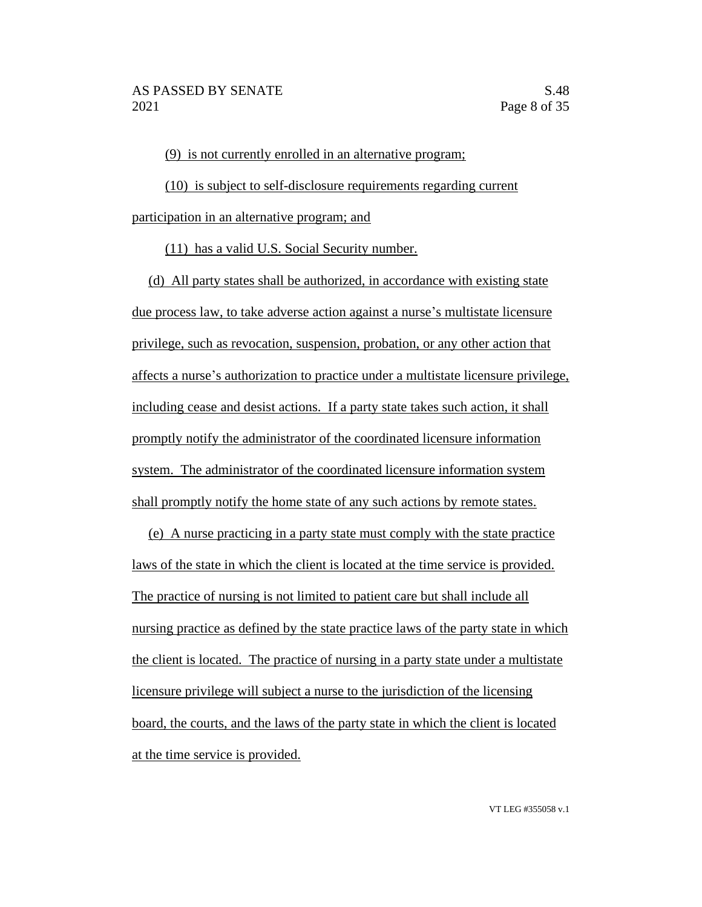(9) is not currently enrolled in an alternative program;

(10) is subject to self-disclosure requirements regarding current participation in an alternative program; and

(11) has a valid U.S. Social Security number.

(d) All party states shall be authorized, in accordance with existing state due process law, to take adverse action against a nurse's multistate licensure privilege, such as revocation, suspension, probation, or any other action that affects a nurse's authorization to practice under a multistate licensure privilege, including cease and desist actions. If a party state takes such action, it shall promptly notify the administrator of the coordinated licensure information system. The administrator of the coordinated licensure information system shall promptly notify the home state of any such actions by remote states.

(e) A nurse practicing in a party state must comply with the state practice laws of the state in which the client is located at the time service is provided. The practice of nursing is not limited to patient care but shall include all nursing practice as defined by the state practice laws of the party state in which the client is located. The practice of nursing in a party state under a multistate licensure privilege will subject a nurse to the jurisdiction of the licensing board, the courts, and the laws of the party state in which the client is located at the time service is provided.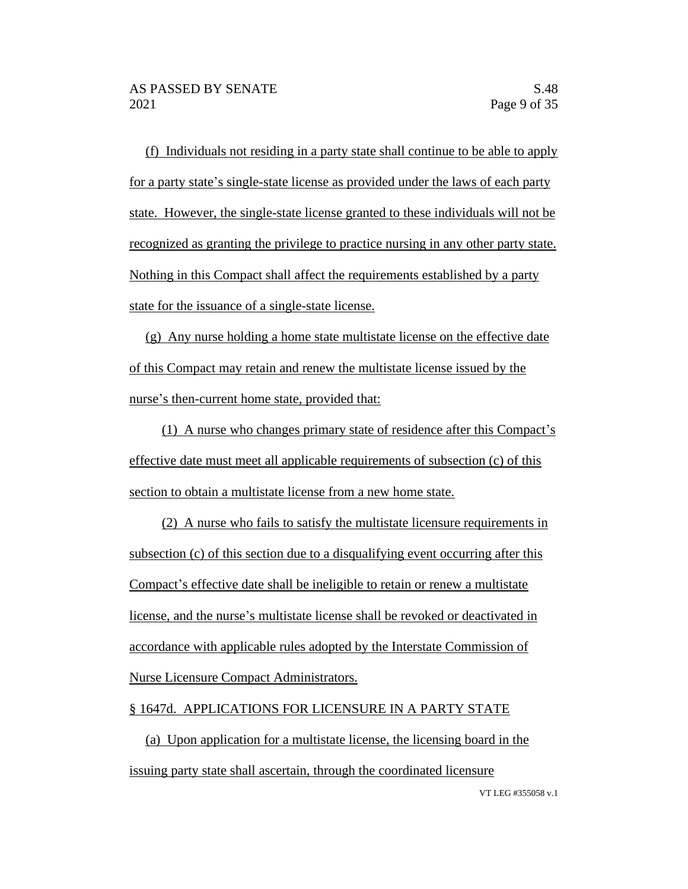(f) Individuals not residing in a party state shall continue to be able to apply for a party state's single-state license as provided under the laws of each party state. However, the single-state license granted to these individuals will not be recognized as granting the privilege to practice nursing in any other party state. Nothing in this Compact shall affect the requirements established by a party state for the issuance of a single-state license.

(g) Any nurse holding a home state multistate license on the effective date of this Compact may retain and renew the multistate license issued by the nurse's then-current home state, provided that:

(1) A nurse who changes primary state of residence after this Compact's effective date must meet all applicable requirements of subsection (c) of this section to obtain a multistate license from a new home state.

(2) A nurse who fails to satisfy the multistate licensure requirements in subsection (c) of this section due to a disqualifying event occurring after this Compact's effective date shall be ineligible to retain or renew a multistate license, and the nurse's multistate license shall be revoked or deactivated in accordance with applicable rules adopted by the Interstate Commission of Nurse Licensure Compact Administrators.

§ 1647d. APPLICATIONS FOR LICENSURE IN A PARTY STATE

(a) Upon application for a multistate license, the licensing board in the issuing party state shall ascertain, through the coordinated licensure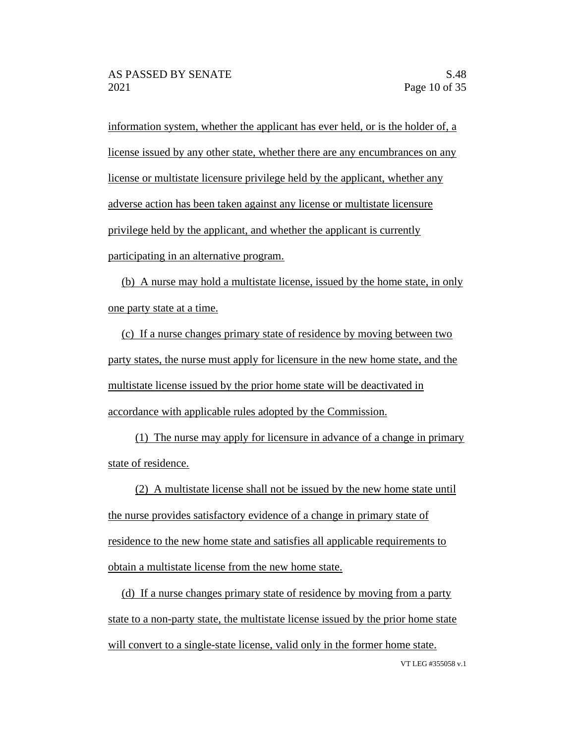information system, whether the applicant has ever held, or is the holder of, a license issued by any other state, whether there are any encumbrances on any license or multistate licensure privilege held by the applicant, whether any adverse action has been taken against any license or multistate licensure privilege held by the applicant, and whether the applicant is currently participating in an alternative program.

(b) A nurse may hold a multistate license, issued by the home state, in only one party state at a time.

(c) If a nurse changes primary state of residence by moving between two party states, the nurse must apply for licensure in the new home state, and the multistate license issued by the prior home state will be deactivated in accordance with applicable rules adopted by the Commission.

(1) The nurse may apply for licensure in advance of a change in primary state of residence.

(2) A multistate license shall not be issued by the new home state until the nurse provides satisfactory evidence of a change in primary state of residence to the new home state and satisfies all applicable requirements to obtain a multistate license from the new home state.

(d) If a nurse changes primary state of residence by moving from a party state to a non-party state, the multistate license issued by the prior home state will convert to a single-state license, valid only in the former home state.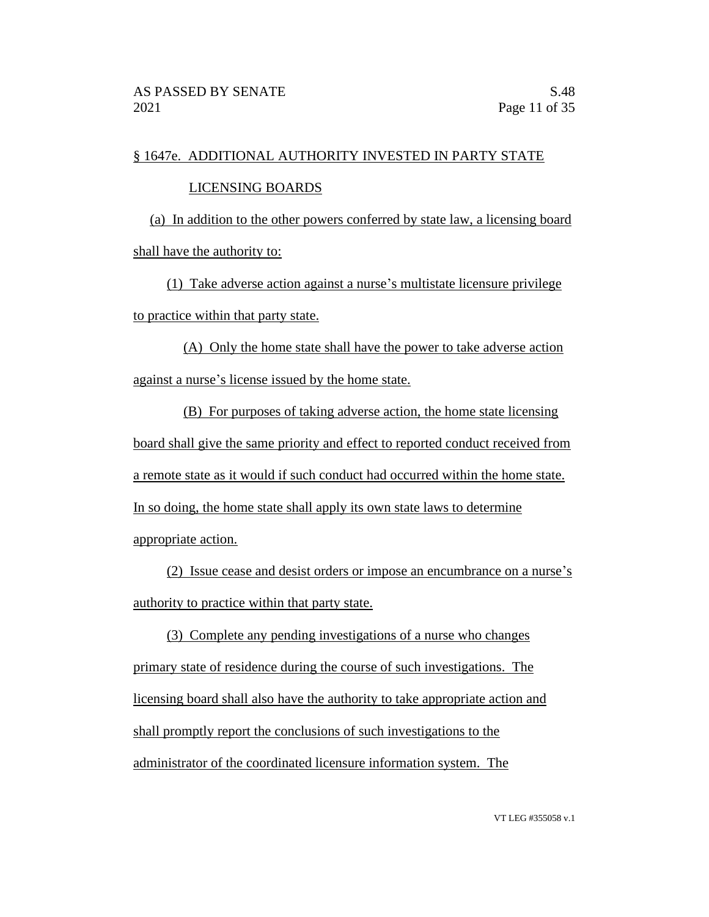§ 1647e. ADDITIONAL AUTHORITY INVESTED IN PARTY STATE LICENSING BOARDS

(a) In addition to the other powers conferred by state law, a licensing board shall have the authority to:

(1) Take adverse action against a nurse's multistate licensure privilege to practice within that party state.

(A) Only the home state shall have the power to take adverse action against a nurse's license issued by the home state.

(B) For purposes of taking adverse action, the home state licensing board shall give the same priority and effect to reported conduct received from a remote state as it would if such conduct had occurred within the home state. In so doing, the home state shall apply its own state laws to determine appropriate action.

(2) Issue cease and desist orders or impose an encumbrance on a nurse's authority to practice within that party state.

(3) Complete any pending investigations of a nurse who changes primary state of residence during the course of such investigations. The licensing board shall also have the authority to take appropriate action and shall promptly report the conclusions of such investigations to the administrator of the coordinated licensure information system. The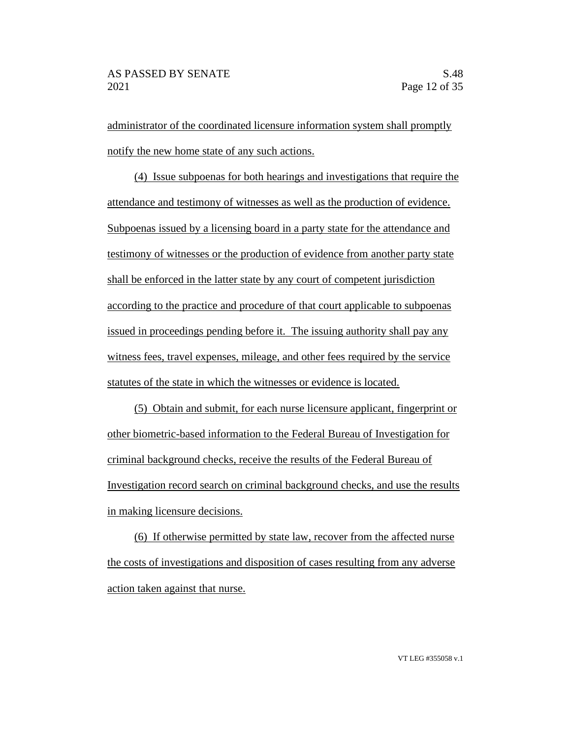administrator of the coordinated licensure information system shall promptly notify the new home state of any such actions.

(4) Issue subpoenas for both hearings and investigations that require the attendance and testimony of witnesses as well as the production of evidence. Subpoenas issued by a licensing board in a party state for the attendance and testimony of witnesses or the production of evidence from another party state shall be enforced in the latter state by any court of competent jurisdiction according to the practice and procedure of that court applicable to subpoenas issued in proceedings pending before it. The issuing authority shall pay any witness fees, travel expenses, mileage, and other fees required by the service statutes of the state in which the witnesses or evidence is located.

(5) Obtain and submit, for each nurse licensure applicant, fingerprint or other biometric-based information to the Federal Bureau of Investigation for criminal background checks, receive the results of the Federal Bureau of Investigation record search on criminal background checks, and use the results in making licensure decisions.

(6) If otherwise permitted by state law, recover from the affected nurse the costs of investigations and disposition of cases resulting from any adverse action taken against that nurse.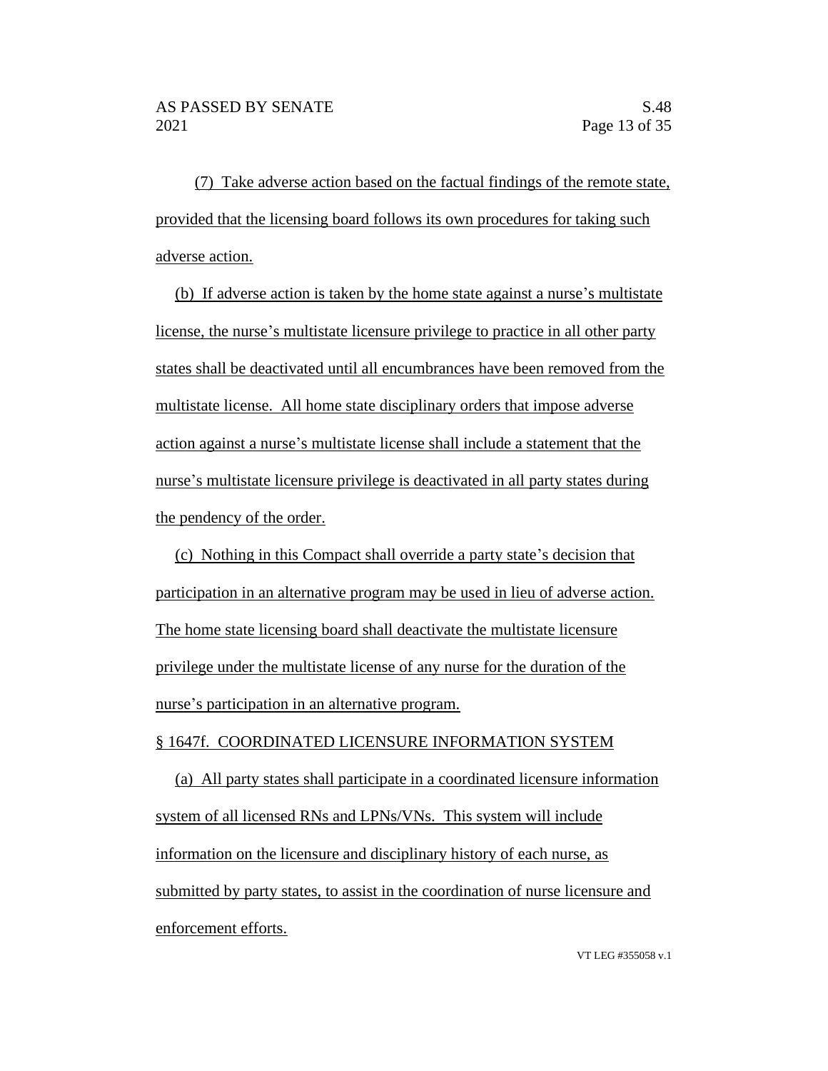(7) Take adverse action based on the factual findings of the remote state, provided that the licensing board follows its own procedures for taking such adverse action.

(b) If adverse action is taken by the home state against a nurse's multistate license, the nurse's multistate licensure privilege to practice in all other party states shall be deactivated until all encumbrances have been removed from the multistate license. All home state disciplinary orders that impose adverse action against a nurse's multistate license shall include a statement that the nurse's multistate licensure privilege is deactivated in all party states during the pendency of the order.

(c) Nothing in this Compact shall override a party state's decision that participation in an alternative program may be used in lieu of adverse action. The home state licensing board shall deactivate the multistate licensure privilege under the multistate license of any nurse for the duration of the nurse's participation in an alternative program.

§ 1647f. COORDINATED LICENSURE INFORMATION SYSTEM

(a) All party states shall participate in a coordinated licensure information system of all licensed RNs and LPNs/VNs. This system will include information on the licensure and disciplinary history of each nurse, as submitted by party states, to assist in the coordination of nurse licensure and enforcement efforts.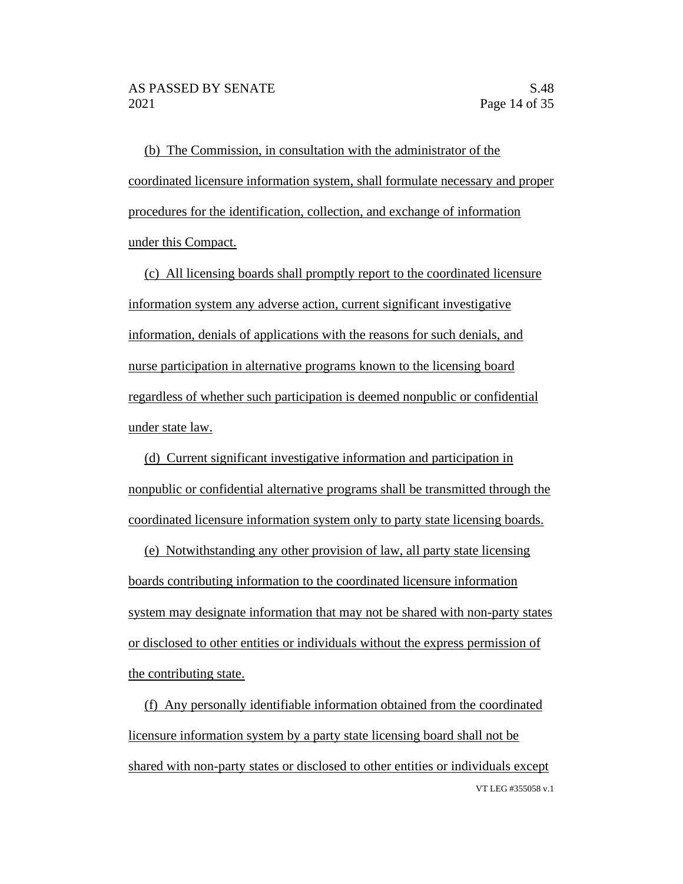(b) The Commission, in consultation with the administrator of the coordinated licensure information system, shall formulate necessary and proper procedures for the identification, collection, and exchange of information under this Compact.

(c) All licensing boards shall promptly report to the coordinated licensure information system any adverse action, current significant investigative information, denials of applications with the reasons for such denials, and nurse participation in alternative programs known to the licensing board regardless of whether such participation is deemed nonpublic or confidential under state law.

(d) Current significant investigative information and participation in nonpublic or confidential alternative programs shall be transmitted through the coordinated licensure information system only to party state licensing boards.

(e) Notwithstanding any other provision of law, all party state licensing boards contributing information to the coordinated licensure information system may designate information that may not be shared with non-party states or disclosed to other entities or individuals without the express permission of the contributing state.

(f) Any personally identifiable information obtained from the coordinated licensure information system by a party state licensing board shall not be shared with non-party states or disclosed to other entities or individuals except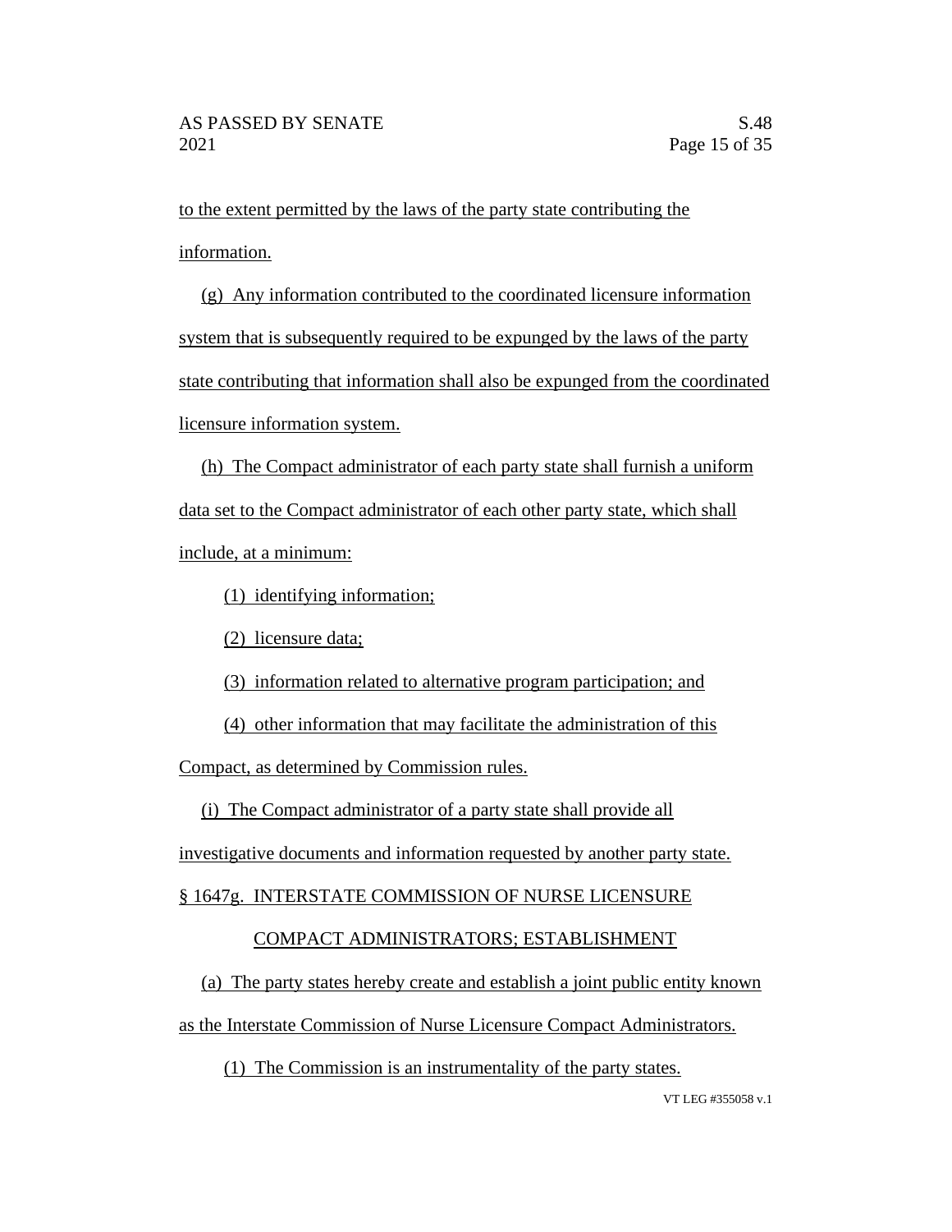to the extent permitted by the laws of the party state contributing the information.

(g) Any information contributed to the coordinated licensure information system that is subsequently required to be expunged by the laws of the party state contributing that information shall also be expunged from the coordinated licensure information system.

(h) The Compact administrator of each party state shall furnish a uniform data set to the Compact administrator of each other party state, which shall include, at a minimum:

(1) identifying information;

(2) licensure data;

(3) information related to alternative program participation; and

(4) other information that may facilitate the administration of this Compact, as determined by Commission rules.

(i) The Compact administrator of a party state shall provide all investigative documents and information requested by another party state.

§ 1647g. INTERSTATE COMMISSION OF NURSE LICENSURE COMPACT ADMINISTRATORS; ESTABLISHMENT

(a) The party states hereby create and establish a joint public entity known as the Interstate Commission of Nurse Licensure Compact Administrators.

(1) The Commission is an instrumentality of the party states.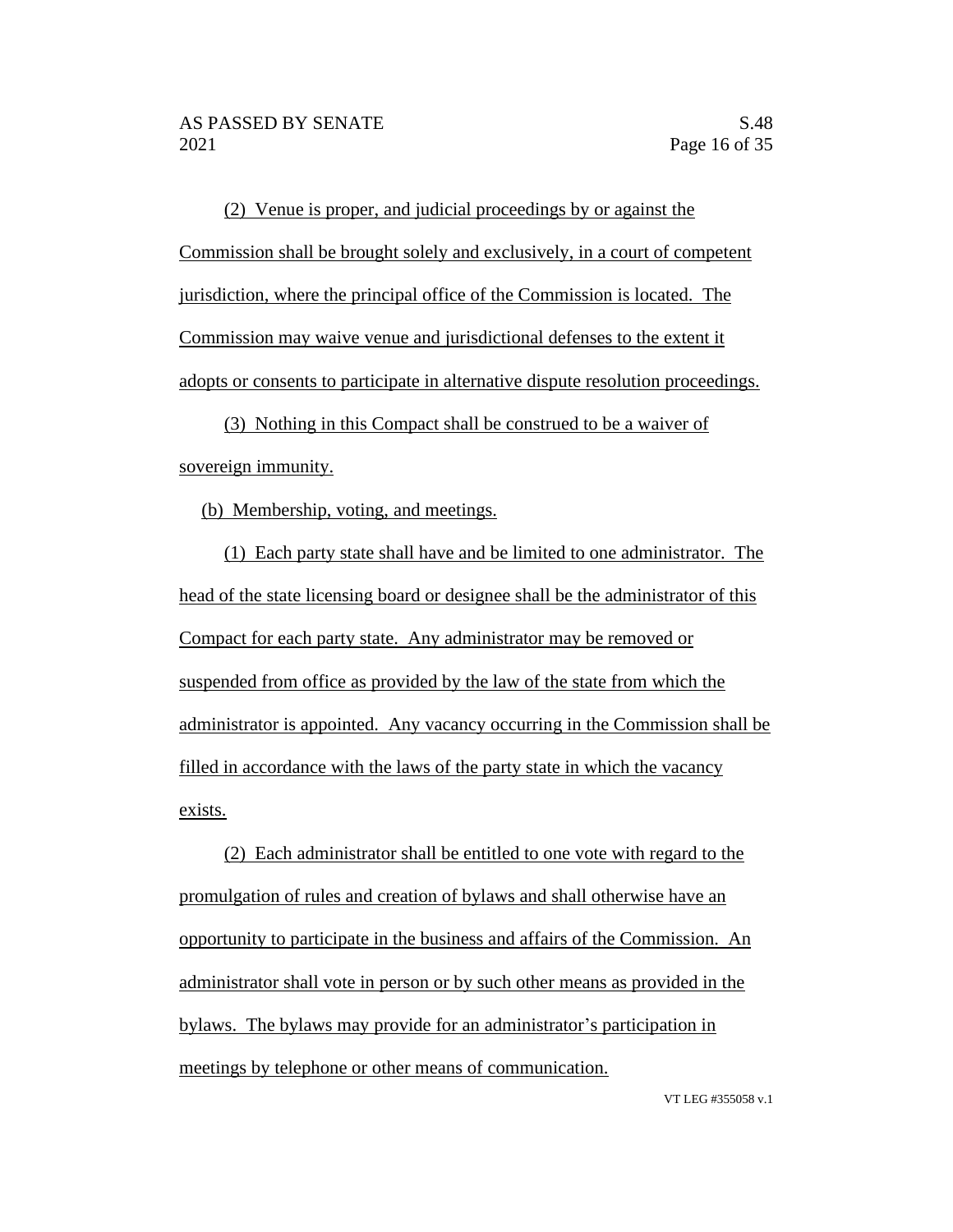(2) Venue is proper, and judicial proceedings by or against the Commission shall be brought solely and exclusively, in a court of competent jurisdiction, where the principal office of the Commission is located. The Commission may waive venue and jurisdictional defenses to the extent it adopts or consents to participate in alternative dispute resolution proceedings.

(3) Nothing in this Compact shall be construed to be a waiver of sovereign immunity.

(b) Membership, voting, and meetings.

(1) Each party state shall have and be limited to one administrator. The head of the state licensing board or designee shall be the administrator of this Compact for each party state. Any administrator may be removed or suspended from office as provided by the law of the state from which the administrator is appointed. Any vacancy occurring in the Commission shall be filled in accordance with the laws of the party state in which the vacancy exists.

(2) Each administrator shall be entitled to one vote with regard to the promulgation of rules and creation of bylaws and shall otherwise have an opportunity to participate in the business and affairs of the Commission. An administrator shall vote in person or by such other means as provided in the bylaws. The bylaws may provide for an administrator's participation in meetings by telephone or other means of communication.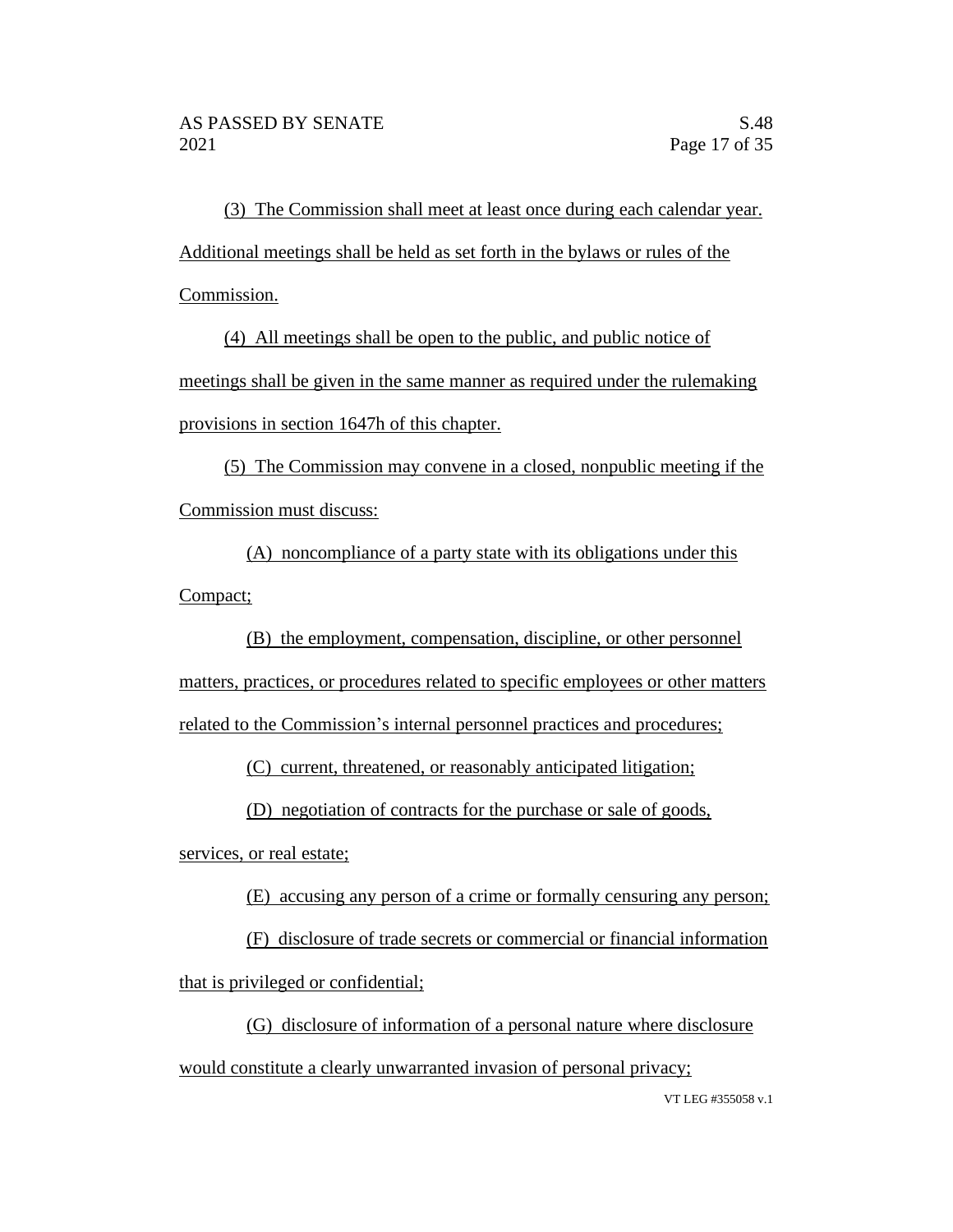(3) The Commission shall meet at least once during each calendar year. Additional meetings shall be held as set forth in the bylaws or rules of the Commission.

(4) All meetings shall be open to the public, and public notice of meetings shall be given in the same manner as required under the rulemaking provisions in section 1647h of this chapter.

(5) The Commission may convene in a closed, nonpublic meeting if the Commission must discuss:

(A) noncompliance of a party state with its obligations under this Compact;

(B) the employment, compensation, discipline, or other personnel matters, practices, or procedures related to specific employees or other matters related to the Commission's internal personnel practices and procedures;

(C) current, threatened, or reasonably anticipated litigation;

(D) negotiation of contracts for the purchase or sale of goods, services, or real estate;

(E) accusing any person of a crime or formally censuring any person;

(F) disclosure of trade secrets or commercial or financial information that is privileged or confidential;

(G) disclosure of information of a personal nature where disclosure would constitute a clearly unwarranted invasion of personal privacy;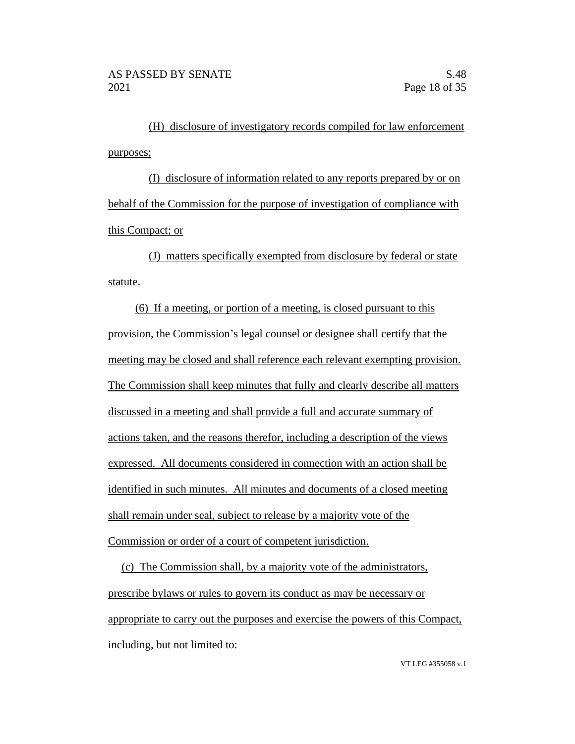(H) disclosure of investigatory records compiled for law enforcement purposes;

(I) disclosure of information related to any reports prepared by or on behalf of the Commission for the purpose of investigation of compliance with this Compact; or

(J) matters specifically exempted from disclosure by federal or state statute.

(6) If a meeting, or portion of a meeting, is closed pursuant to this provision, the Commission's legal counsel or designee shall certify that the meeting may be closed and shall reference each relevant exempting provision. The Commission shall keep minutes that fully and clearly describe all matters discussed in a meeting and shall provide a full and accurate summary of actions taken, and the reasons therefor, including a description of the views expressed. All documents considered in connection with an action shall be identified in such minutes. All minutes and documents of a closed meeting shall remain under seal, subject to release by a majority vote of the Commission or order of a court of competent jurisdiction.

(c) The Commission shall, by a majority vote of the administrators, prescribe bylaws or rules to govern its conduct as may be necessary or appropriate to carry out the purposes and exercise the powers of this Compact, including, but not limited to: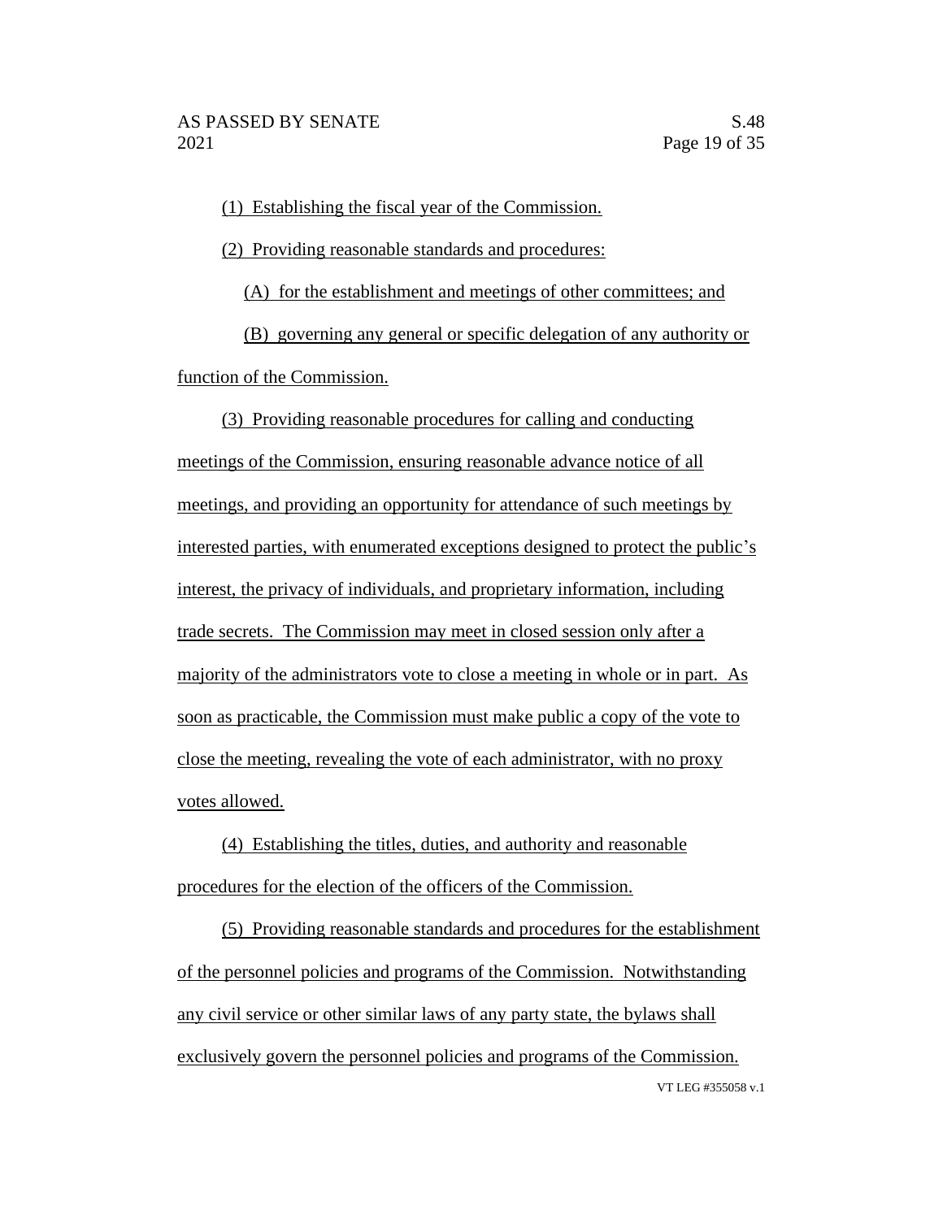(1) Establishing the fiscal year of the Commission.

(2) Providing reasonable standards and procedures:

(A) for the establishment and meetings of other committees; and

(B) governing any general or specific delegation of any authority or function of the Commission.

(3) Providing reasonable procedures for calling and conducting meetings of the Commission, ensuring reasonable advance notice of all meetings, and providing an opportunity for attendance of such meetings by interested parties, with enumerated exceptions designed to protect the public's interest, the privacy of individuals, and proprietary information, including trade secrets. The Commission may meet in closed session only after a majority of the administrators vote to close a meeting in whole or in part. As soon as practicable, the Commission must make public a copy of the vote to close the meeting, revealing the vote of each administrator, with no proxy votes allowed.

(4) Establishing the titles, duties, and authority and reasonable procedures for the election of the officers of the Commission.

(5) Providing reasonable standards and procedures for the establishment of the personnel policies and programs of the Commission. Notwithstanding any civil service or other similar laws of any party state, the bylaws shall exclusively govern the personnel policies and programs of the Commission.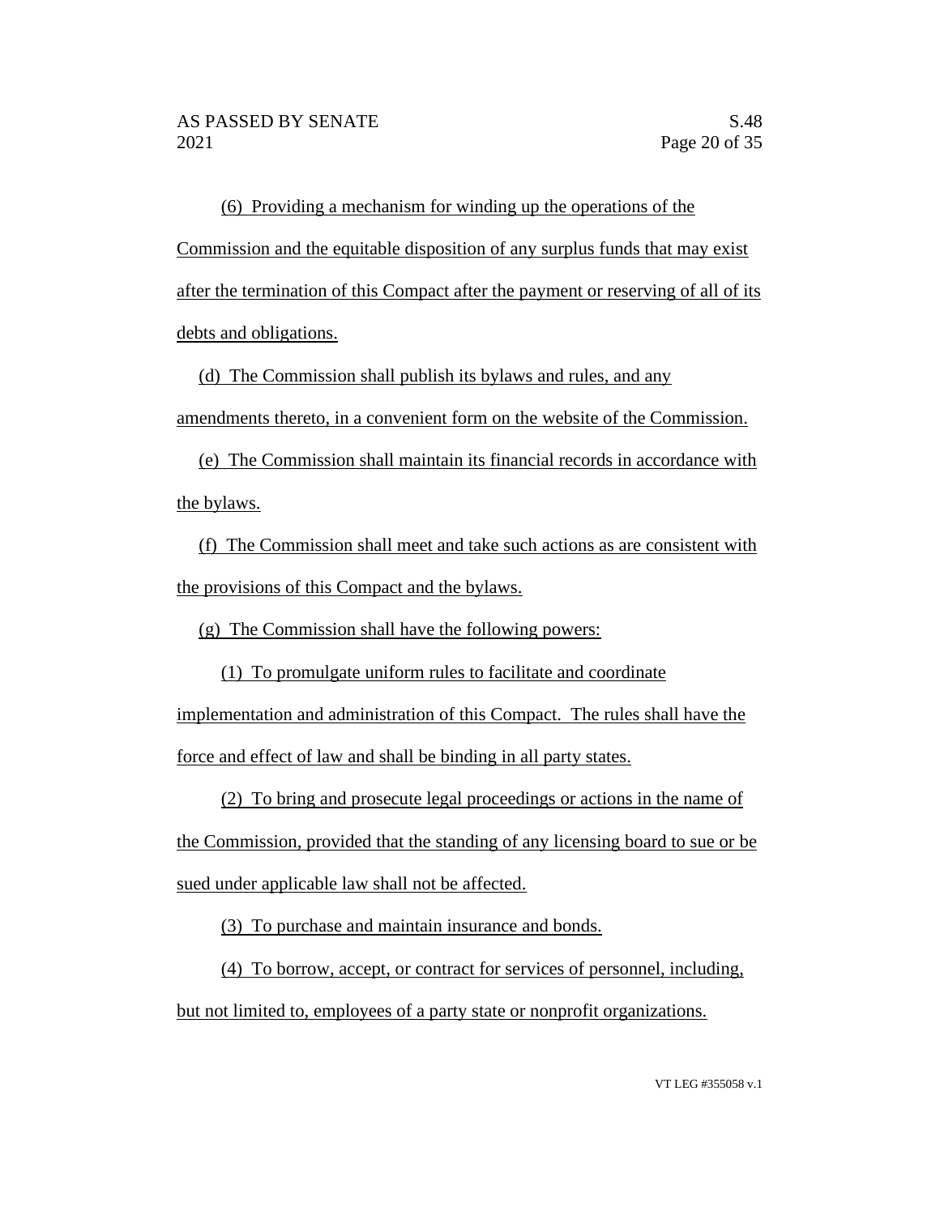(6) Providing a mechanism for winding up the operations of the Commission and the equitable disposition of any surplus funds that may exist after the termination of this Compact after the payment or reserving of all of its debts and obligations.

(d) The Commission shall publish its bylaws and rules, and any amendments thereto, in a convenient form on the website of the Commission.

(e) The Commission shall maintain its financial records in accordance with the bylaws.

(f) The Commission shall meet and take such actions as are consistent with the provisions of this Compact and the bylaws.

(g) The Commission shall have the following powers:

(1) To promulgate uniform rules to facilitate and coordinate implementation and administration of this Compact. The rules shall have the force and effect of law and shall be binding in all party states.

(2) To bring and prosecute legal proceedings or actions in the name of the Commission, provided that the standing of any licensing board to sue or be sued under applicable law shall not be affected.

(3) To purchase and maintain insurance and bonds.

(4) To borrow, accept, or contract for services of personnel, including, but not limited to, employees of a party state or nonprofit organizations.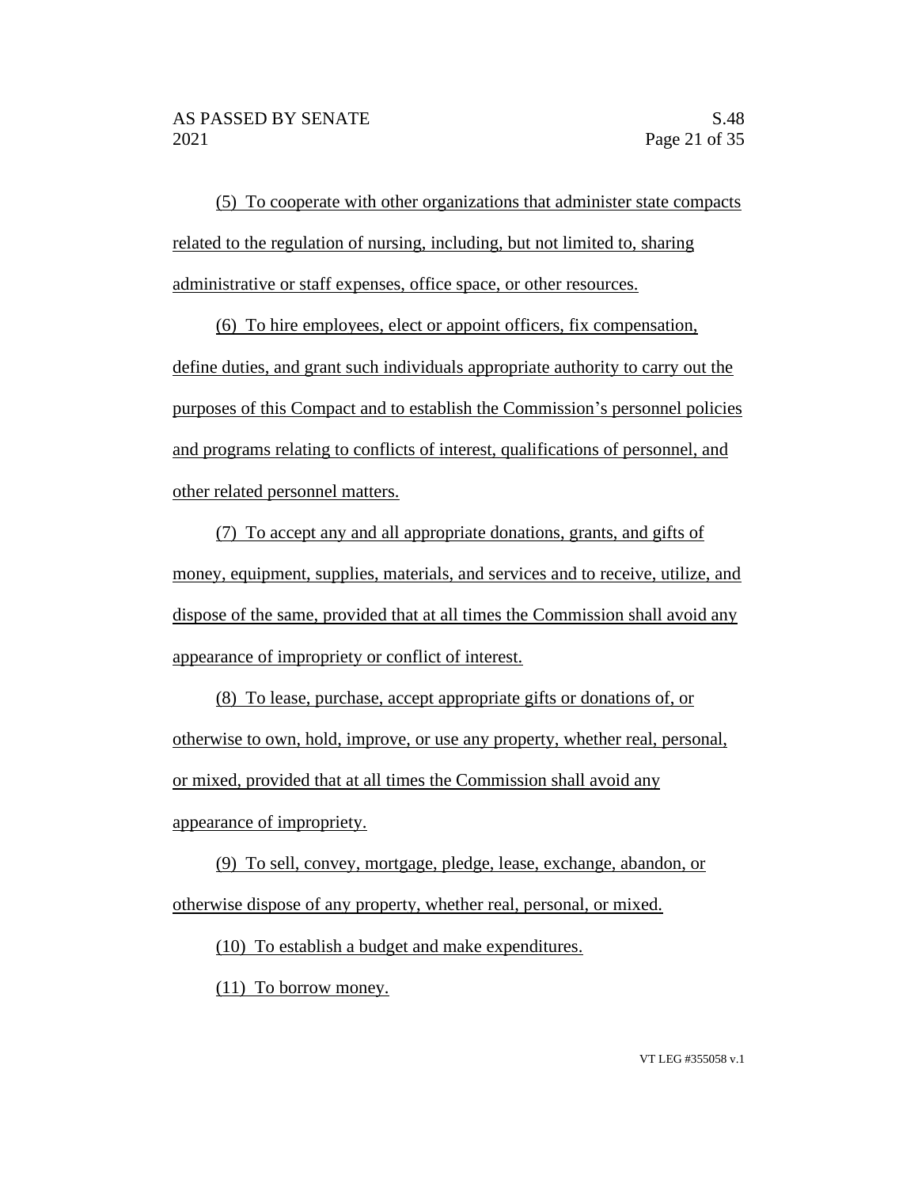(5) To cooperate with other organizations that administer state compacts related to the regulation of nursing, including, but not limited to, sharing administrative or staff expenses, office space, or other resources.

(6) To hire employees, elect or appoint officers, fix compensation, define duties, and grant such individuals appropriate authority to carry out the purposes of this Compact and to establish the Commission's personnel policies and programs relating to conflicts of interest, qualifications of personnel, and other related personnel matters.

(7) To accept any and all appropriate donations, grants, and gifts of money, equipment, supplies, materials, and services and to receive, utilize, and dispose of the same, provided that at all times the Commission shall avoid any appearance of impropriety or conflict of interest.

(8) To lease, purchase, accept appropriate gifts or donations of, or otherwise to own, hold, improve, or use any property, whether real, personal, or mixed, provided that at all times the Commission shall avoid any appearance of impropriety.

(9) To sell, convey, mortgage, pledge, lease, exchange, abandon, or otherwise dispose of any property, whether real, personal, or mixed.

(10) To establish a budget and make expenditures.

(11) To borrow money.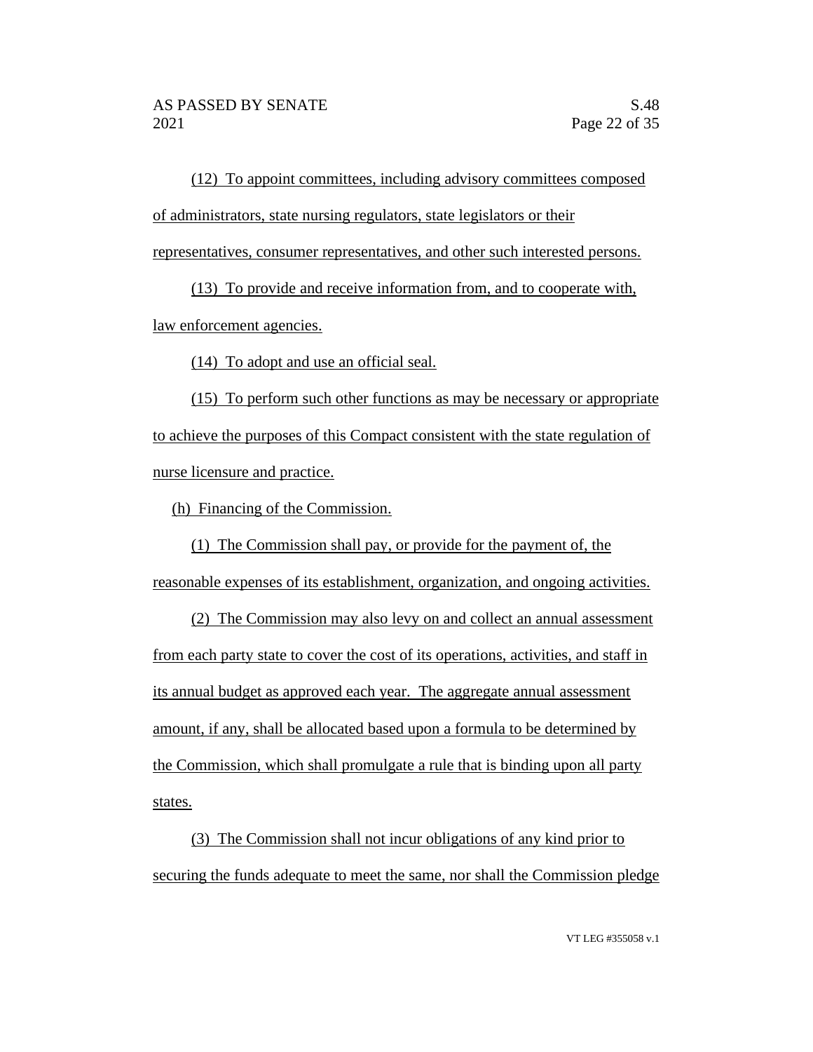(12) To appoint committees, including advisory committees composed of administrators, state nursing regulators, state legislators or their representatives, consumer representatives, and other such interested persons.

(13) To provide and receive information from, and to cooperate with, law enforcement agencies.

(14) To adopt and use an official seal.

(15) To perform such other functions as may be necessary or appropriate to achieve the purposes of this Compact consistent with the state regulation of nurse licensure and practice.

(h) Financing of the Commission.

(1) The Commission shall pay, or provide for the payment of, the reasonable expenses of its establishment, organization, and ongoing activities.

(2) The Commission may also levy on and collect an annual assessment from each party state to cover the cost of its operations, activities, and staff in its annual budget as approved each year. The aggregate annual assessment amount, if any, shall be allocated based upon a formula to be determined by the Commission, which shall promulgate a rule that is binding upon all party states.

(3) The Commission shall not incur obligations of any kind prior to securing the funds adequate to meet the same, nor shall the Commission pledge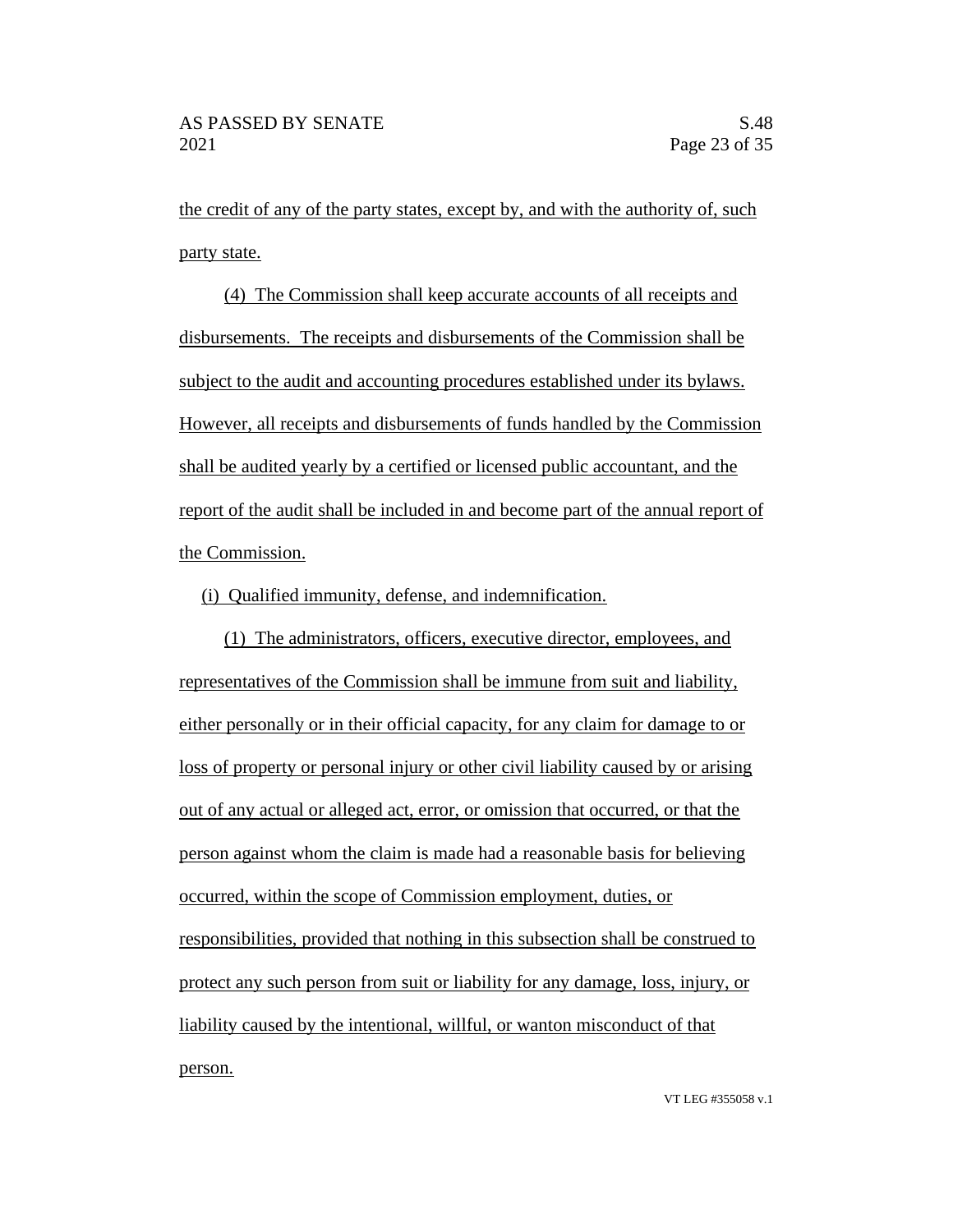the credit of any of the party states, except by, and with the authority of, such party state.

(4) The Commission shall keep accurate accounts of all receipts and disbursements. The receipts and disbursements of the Commission shall be subject to the audit and accounting procedures established under its bylaws. However, all receipts and disbursements of funds handled by the Commission shall be audited yearly by a certified or licensed public accountant, and the report of the audit shall be included in and become part of the annual report of the Commission.

(i) Qualified immunity, defense, and indemnification.

(1) The administrators, officers, executive director, employees, and representatives of the Commission shall be immune from suit and liability, either personally or in their official capacity, for any claim for damage to or loss of property or personal injury or other civil liability caused by or arising out of any actual or alleged act, error, or omission that occurred, or that the person against whom the claim is made had a reasonable basis for believing occurred, within the scope of Commission employment, duties, or responsibilities, provided that nothing in this subsection shall be construed to protect any such person from suit or liability for any damage, loss, injury, or liability caused by the intentional, willful, or wanton misconduct of that person.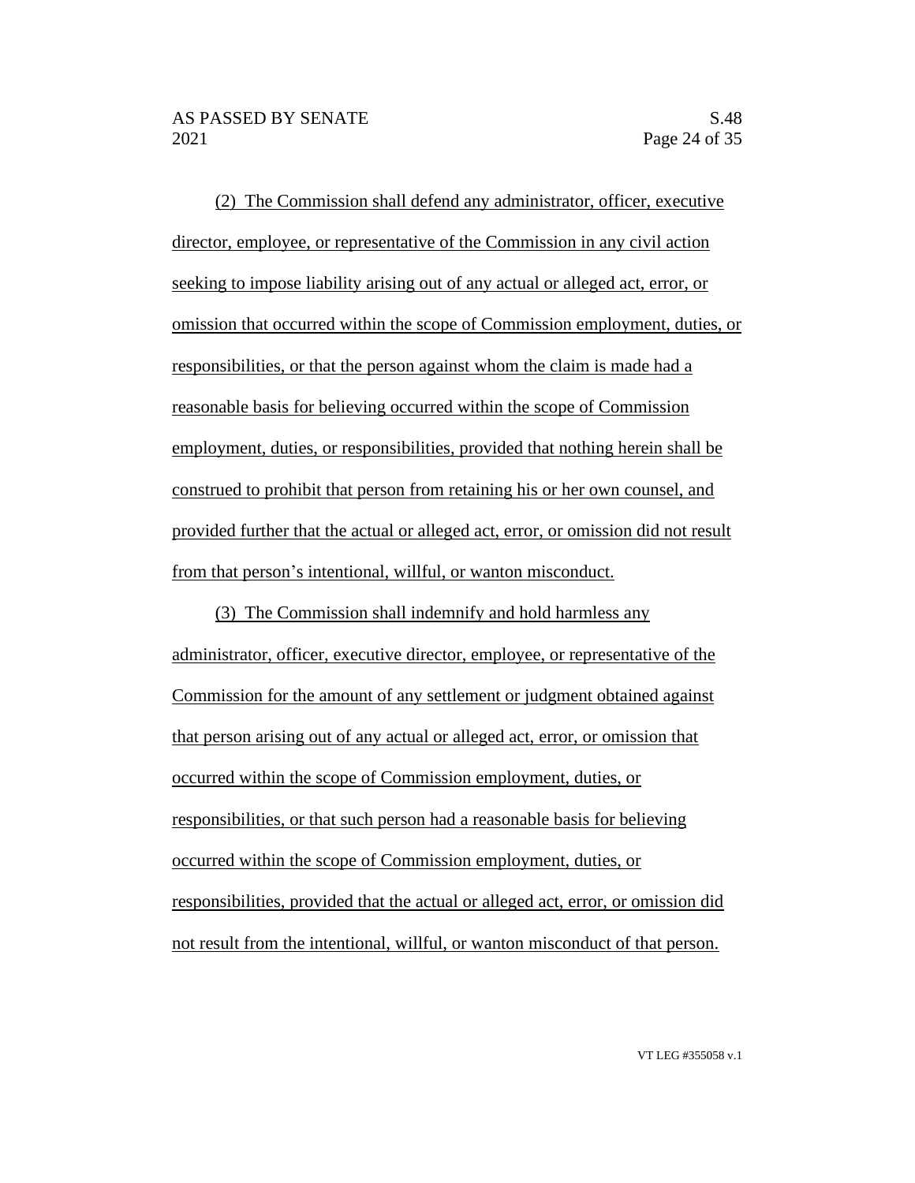(2) The Commission shall defend any administrator, officer, executive director, employee, or representative of the Commission in any civil action seeking to impose liability arising out of any actual or alleged act, error, or omission that occurred within the scope of Commission employment, duties, or responsibilities, or that the person against whom the claim is made had a reasonable basis for believing occurred within the scope of Commission employment, duties, or responsibilities, provided that nothing herein shall be construed to prohibit that person from retaining his or her own counsel, and provided further that the actual or alleged act, error, or omission did not result from that person's intentional, willful, or wanton misconduct.

(3) The Commission shall indemnify and hold harmless any administrator, officer, executive director, employee, or representative of the Commission for the amount of any settlement or judgment obtained against that person arising out of any actual or alleged act, error, or omission that occurred within the scope of Commission employment, duties, or responsibilities, or that such person had a reasonable basis for believing occurred within the scope of Commission employment, duties, or responsibilities, provided that the actual or alleged act, error, or omission did not result from the intentional, willful, or wanton misconduct of that person.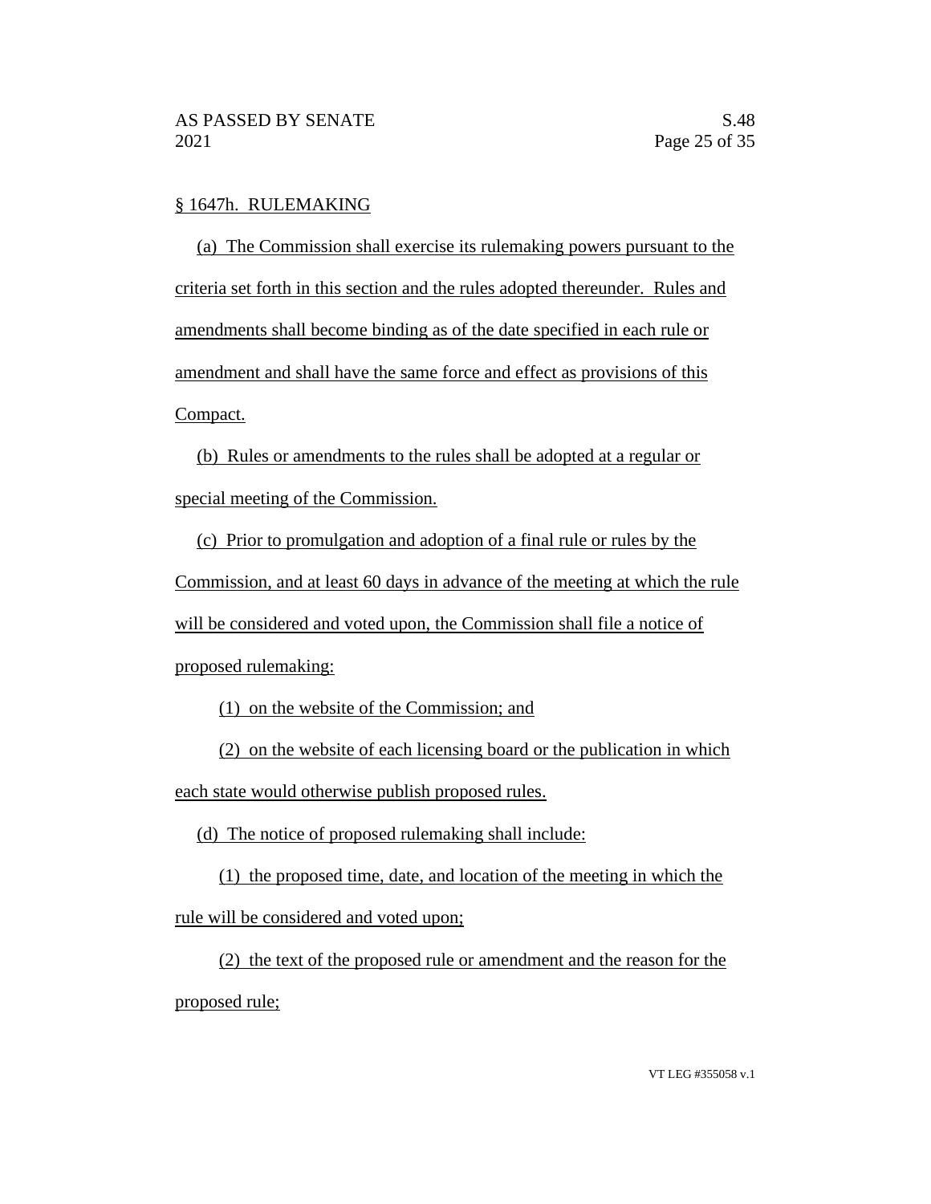§ 1647h. RULEMAKING

(a) The Commission shall exercise its rulemaking powers pursuant to the criteria set forth in this section and the rules adopted thereunder. Rules and amendments shall become binding as of the date specified in each rule or amendment and shall have the same force and effect as provisions of this Compact.

(b) Rules or amendments to the rules shall be adopted at a regular or special meeting of the Commission.

(c) Prior to promulgation and adoption of a final rule or rules by the Commission, and at least 60 days in advance of the meeting at which the rule will be considered and voted upon, the Commission shall file a notice of proposed rulemaking:

(1) on the website of the Commission; and

(2) on the website of each licensing board or the publication in which each state would otherwise publish proposed rules.

(d) The notice of proposed rulemaking shall include:

(1) the proposed time, date, and location of the meeting in which the rule will be considered and voted upon;

(2) the text of the proposed rule or amendment and the reason for the proposed rule;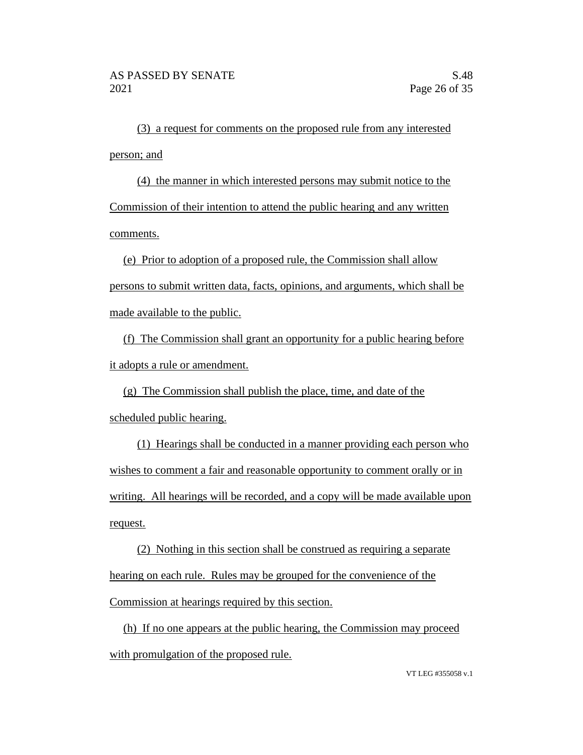(3) a request for comments on the proposed rule from any interested person; and

(4) the manner in which interested persons may submit notice to the Commission of their intention to attend the public hearing and any written comments.

(e) Prior to adoption of a proposed rule, the Commission shall allow persons to submit written data, facts, opinions, and arguments, which shall be made available to the public.

(f) The Commission shall grant an opportunity for a public hearing before it adopts a rule or amendment.

(g) The Commission shall publish the place, time, and date of the scheduled public hearing.

(1) Hearings shall be conducted in a manner providing each person who wishes to comment a fair and reasonable opportunity to comment orally or in writing. All hearings will be recorded, and a copy will be made available upon request.

(2) Nothing in this section shall be construed as requiring a separate hearing on each rule. Rules may be grouped for the convenience of the Commission at hearings required by this section.

(h) If no one appears at the public hearing, the Commission may proceed with promulgation of the proposed rule.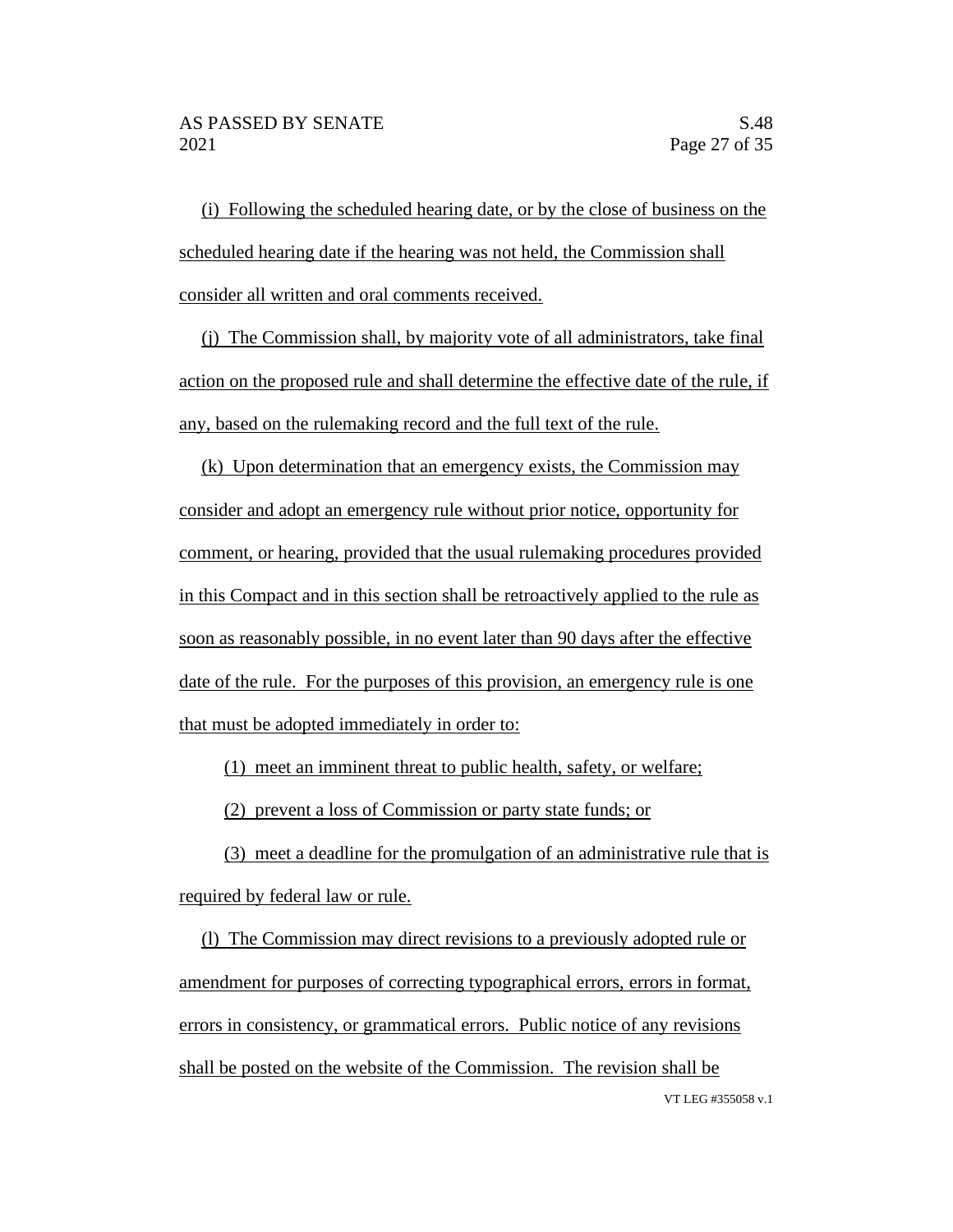(i) Following the scheduled hearing date, or by the close of business on the scheduled hearing date if the hearing was not held, the Commission shall consider all written and oral comments received.

(j) The Commission shall, by majority vote of all administrators, take final action on the proposed rule and shall determine the effective date of the rule, if any, based on the rulemaking record and the full text of the rule.

(k) Upon determination that an emergency exists, the Commission may consider and adopt an emergency rule without prior notice, opportunity for comment, or hearing, provided that the usual rulemaking procedures provided in this Compact and in this section shall be retroactively applied to the rule as soon as reasonably possible, in no event later than 90 days after the effective date of the rule. For the purposes of this provision, an emergency rule is one that must be adopted immediately in order to:

(1) meet an imminent threat to public health, safety, or welfare;

(2) prevent a loss of Commission or party state funds; or

(3) meet a deadline for the promulgation of an administrative rule that is required by federal law or rule.

(l) The Commission may direct revisions to a previously adopted rule or amendment for purposes of correcting typographical errors, errors in format, errors in consistency, or grammatical errors. Public notice of any revisions shall be posted on the website of the Commission. The revision shall be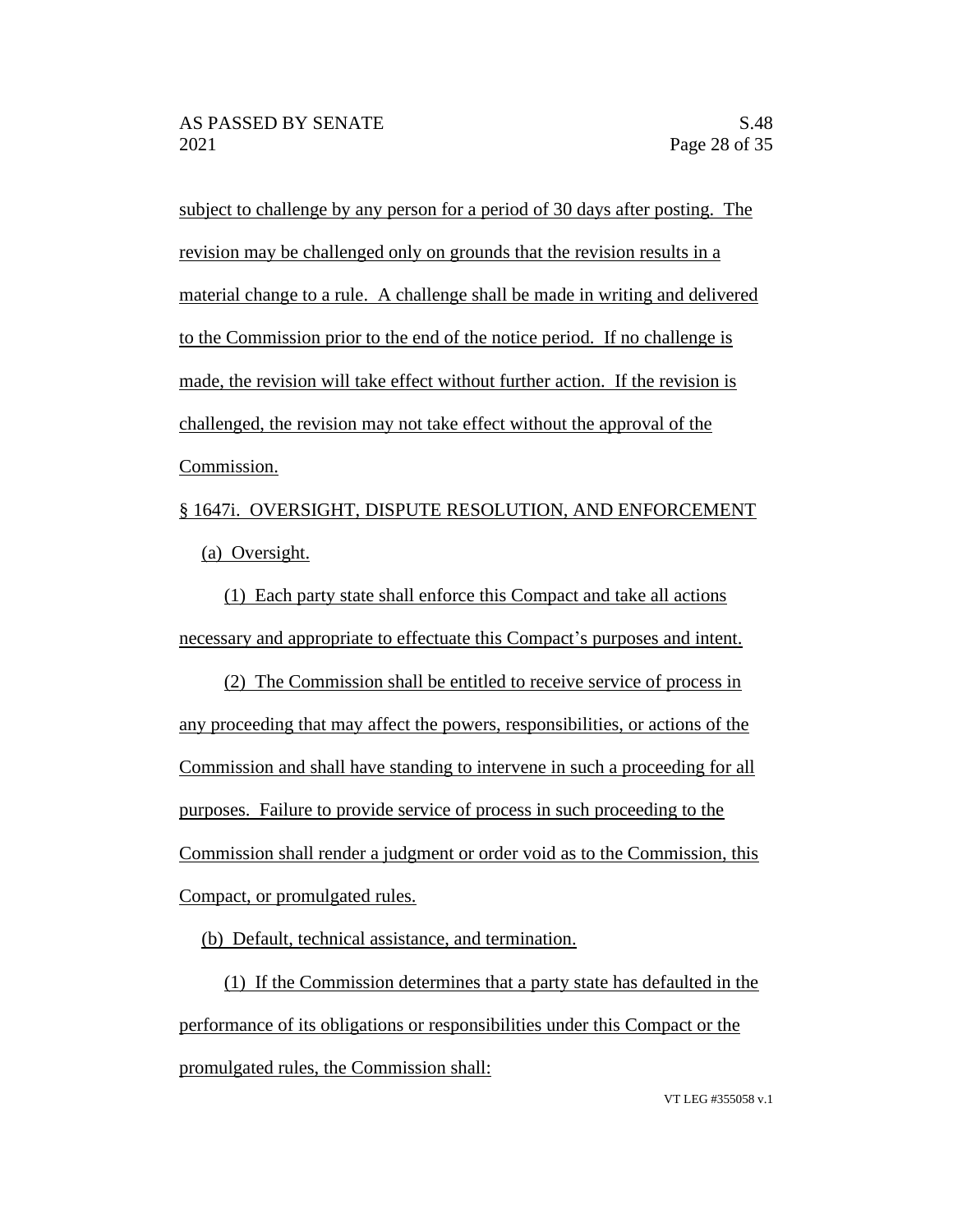subject to challenge by any person for a period of 30 days after posting. The revision may be challenged only on grounds that the revision results in a material change to a rule. A challenge shall be made in writing and delivered to the Commission prior to the end of the notice period. If no challenge is made, the revision will take effect without further action. If the revision is challenged, the revision may not take effect without the approval of the Commission.

§ 1647i. OVERSIGHT, DISPUTE RESOLUTION, AND ENFORCEMENT

(a) Oversight.

(1) Each party state shall enforce this Compact and take all actions necessary and appropriate to effectuate this Compact's purposes and intent.

(2) The Commission shall be entitled to receive service of process in any proceeding that may affect the powers, responsibilities, or actions of the Commission and shall have standing to intervene in such a proceeding for all purposes. Failure to provide service of process in such proceeding to the Commission shall render a judgment or order void as to the Commission, this Compact, or promulgated rules.

(b) Default, technical assistance, and termination.

(1) If the Commission determines that a party state has defaulted in the performance of its obligations or responsibilities under this Compact or the promulgated rules, the Commission shall: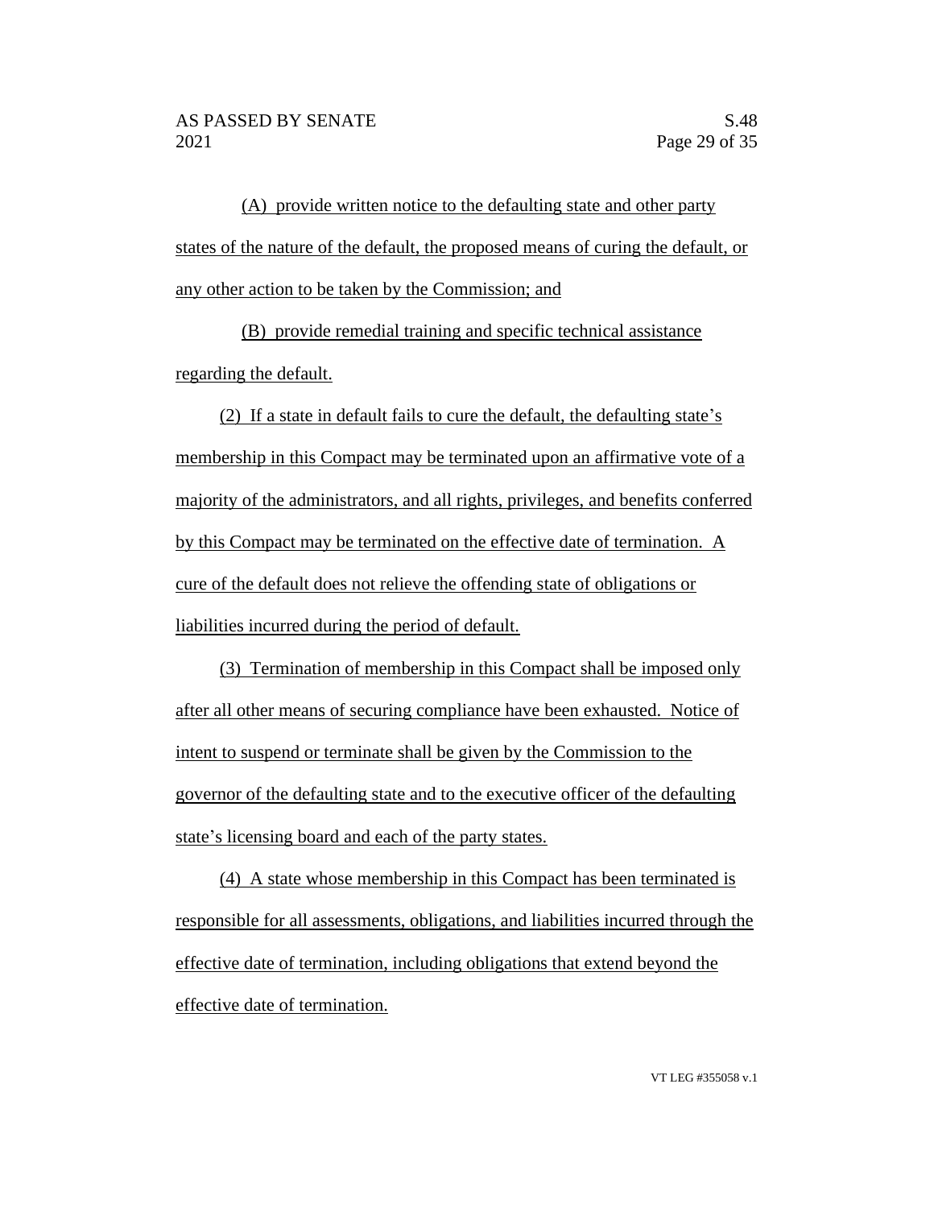(A) provide written notice to the defaulting state and other party states of the nature of the default, the proposed means of curing the default, or any other action to be taken by the Commission; and

(B) provide remedial training and specific technical assistance regarding the default.

(2) If a state in default fails to cure the default, the defaulting state's membership in this Compact may be terminated upon an affirmative vote of a majority of the administrators, and all rights, privileges, and benefits conferred by this Compact may be terminated on the effective date of termination. A cure of the default does not relieve the offending state of obligations or liabilities incurred during the period of default.

(3) Termination of membership in this Compact shall be imposed only after all other means of securing compliance have been exhausted. Notice of intent to suspend or terminate shall be given by the Commission to the governor of the defaulting state and to the executive officer of the defaulting state's licensing board and each of the party states.

(4) A state whose membership in this Compact has been terminated is responsible for all assessments, obligations, and liabilities incurred through the effective date of termination, including obligations that extend beyond the effective date of termination.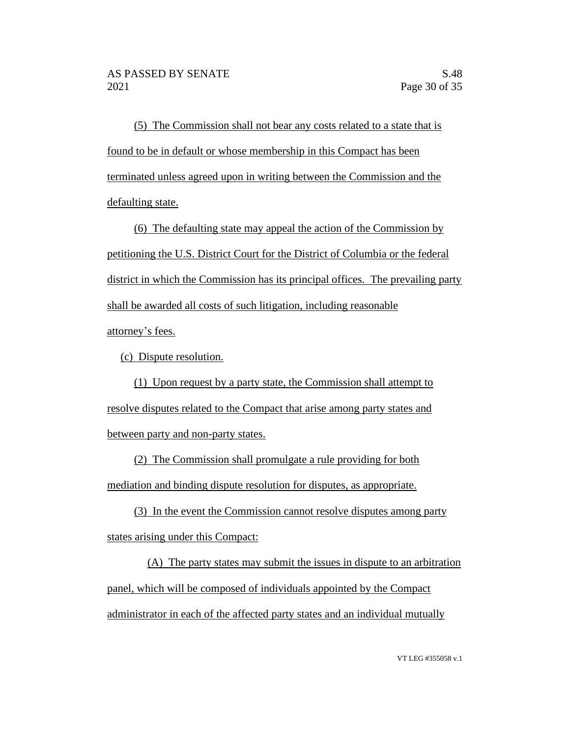(5) The Commission shall not bear any costs related to a state that is found to be in default or whose membership in this Compact has been terminated unless agreed upon in writing between the Commission and the defaulting state.

(6) The defaulting state may appeal the action of the Commission by petitioning the U.S. District Court for the District of Columbia or the federal district in which the Commission has its principal offices. The prevailing party shall be awarded all costs of such litigation, including reasonable attorney's fees.

(c) Dispute resolution.

(1) Upon request by a party state, the Commission shall attempt to resolve disputes related to the Compact that arise among party states and between party and non-party states.

(2) The Commission shall promulgate a rule providing for both mediation and binding dispute resolution for disputes, as appropriate.

(3) In the event the Commission cannot resolve disputes among party states arising under this Compact:

(A) The party states may submit the issues in dispute to an arbitration panel, which will be composed of individuals appointed by the Compact administrator in each of the affected party states and an individual mutually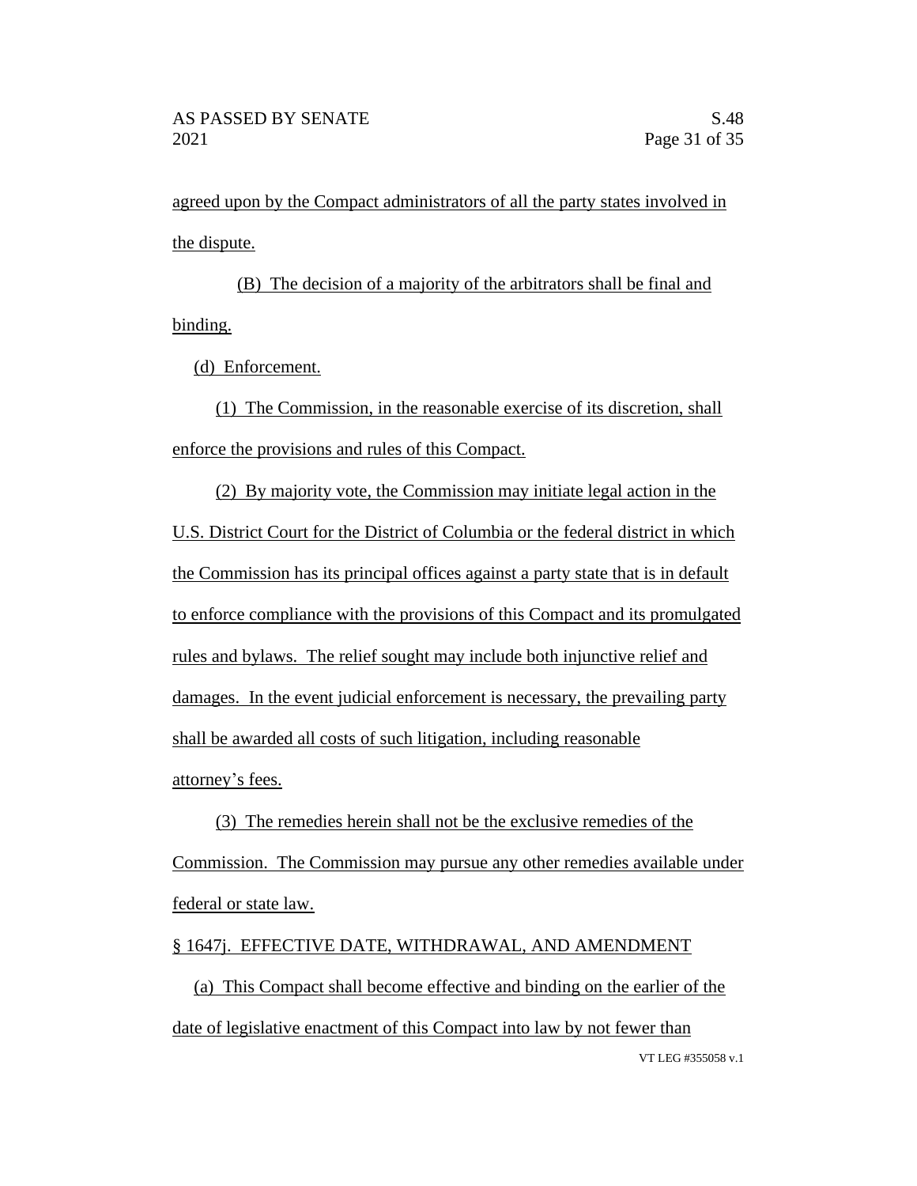agreed upon by the Compact administrators of all the party states involved in the dispute.

(B) The decision of a majority of the arbitrators shall be final and binding.

(d) Enforcement.

(1) The Commission, in the reasonable exercise of its discretion, shall enforce the provisions and rules of this Compact.

(2) By majority vote, the Commission may initiate legal action in the U.S. District Court for the District of Columbia or the federal district in which the Commission has its principal offices against a party state that is in default to enforce compliance with the provisions of this Compact and its promulgated rules and bylaws. The relief sought may include both injunctive relief and damages. In the event judicial enforcement is necessary, the prevailing party shall be awarded all costs of such litigation, including reasonable attorney's fees.

(3) The remedies herein shall not be the exclusive remedies of the Commission. The Commission may pursue any other remedies available under federal or state law.

§ 1647j. EFFECTIVE DATE, WITHDRAWAL, AND AMENDMENT

(a) This Compact shall become effective and binding on the earlier of the date of legislative enactment of this Compact into law by not fewer than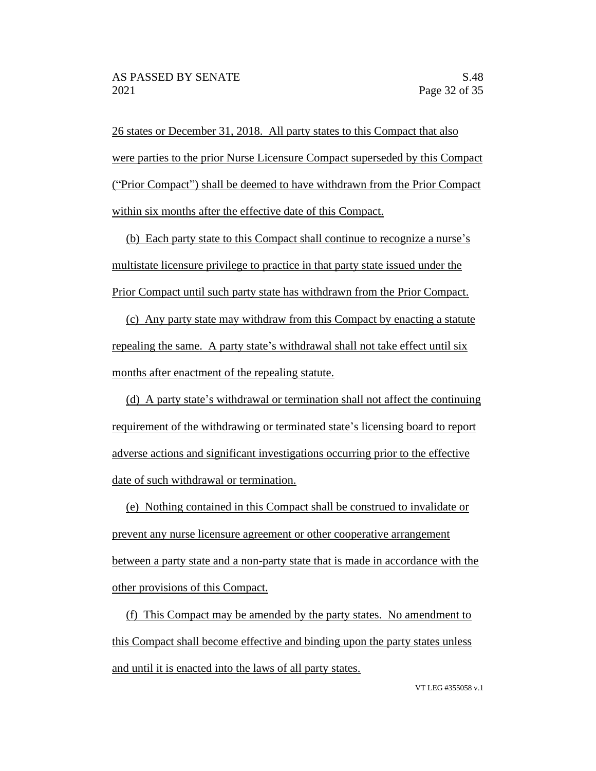26 states or December 31, 2018. All party states to this Compact that also were parties to the prior Nurse Licensure Compact superseded by this Compact ("Prior Compact") shall be deemed to have withdrawn from the Prior Compact within six months after the effective date of this Compact.

(b) Each party state to this Compact shall continue to recognize a nurse's multistate licensure privilege to practice in that party state issued under the Prior Compact until such party state has withdrawn from the Prior Compact.

(c) Any party state may withdraw from this Compact by enacting a statute repealing the same. A party state's withdrawal shall not take effect until six months after enactment of the repealing statute.

(d) A party state's withdrawal or termination shall not affect the continuing requirement of the withdrawing or terminated state's licensing board to report adverse actions and significant investigations occurring prior to the effective date of such withdrawal or termination.

(e) Nothing contained in this Compact shall be construed to invalidate or prevent any nurse licensure agreement or other cooperative arrangement between a party state and a non-party state that is made in accordance with the other provisions of this Compact.

(f) This Compact may be amended by the party states. No amendment to this Compact shall become effective and binding upon the party states unless and until it is enacted into the laws of all party states.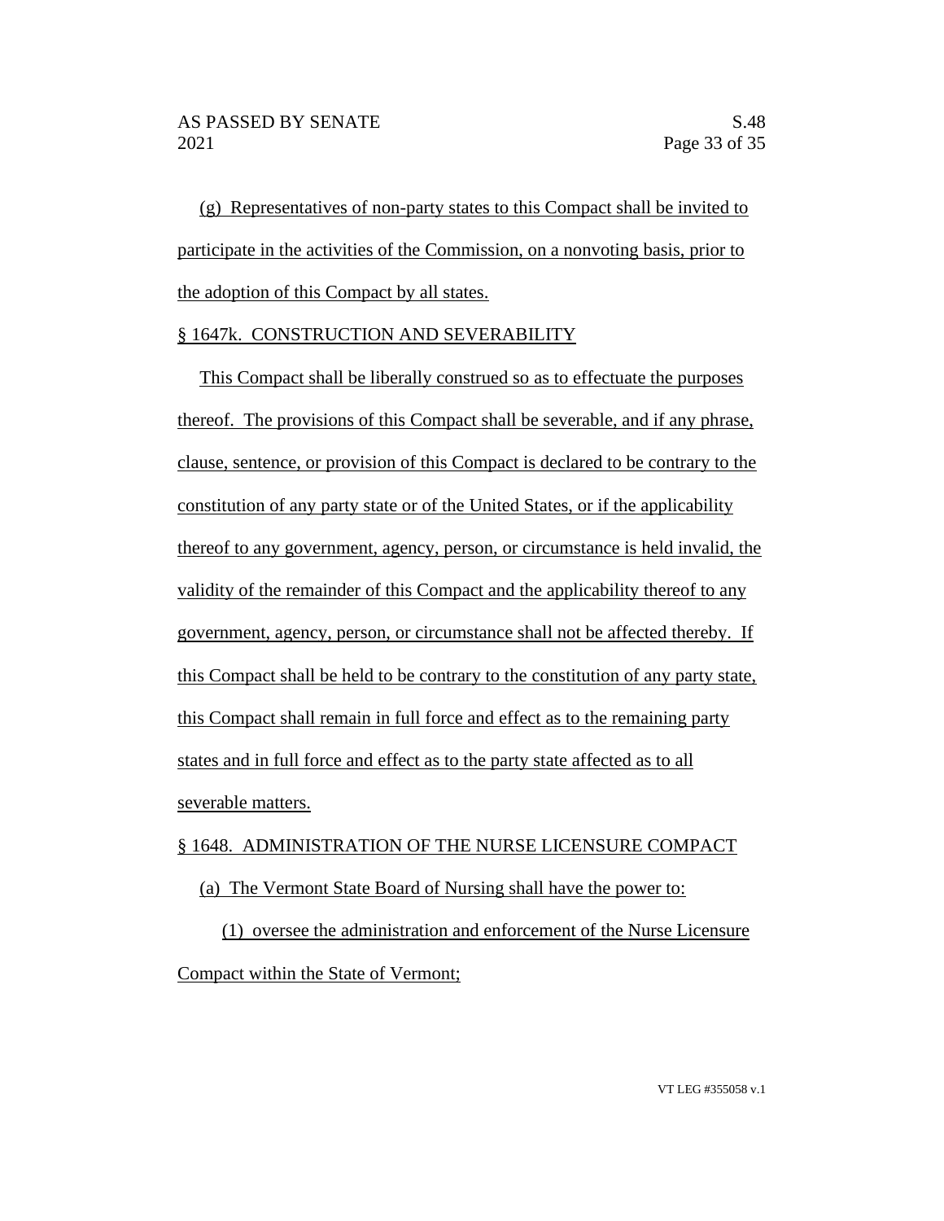(g) Representatives of non-party states to this Compact shall be invited to participate in the activities of the Commission, on a nonvoting basis, prior to the adoption of this Compact by all states.

§ 1647k. CONSTRUCTION AND SEVERABILITY

This Compact shall be liberally construed so as to effectuate the purposes thereof. The provisions of this Compact shall be severable, and if any phrase, clause, sentence, or provision of this Compact is declared to be contrary to the constitution of any party state or of the United States, or if the applicability thereof to any government, agency, person, or circumstance is held invalid, the validity of the remainder of this Compact and the applicability thereof to any government, agency, person, or circumstance shall not be affected thereby. If this Compact shall be held to be contrary to the constitution of any party state, this Compact shall remain in full force and effect as to the remaining party states and in full force and effect as to the party state affected as to all severable matters.

§ 1648. ADMINISTRATION OF THE NURSE LICENSURE COMPACT

(a) The Vermont State Board of Nursing shall have the power to:

(1) oversee the administration and enforcement of the Nurse Licensure Compact within the State of Vermont;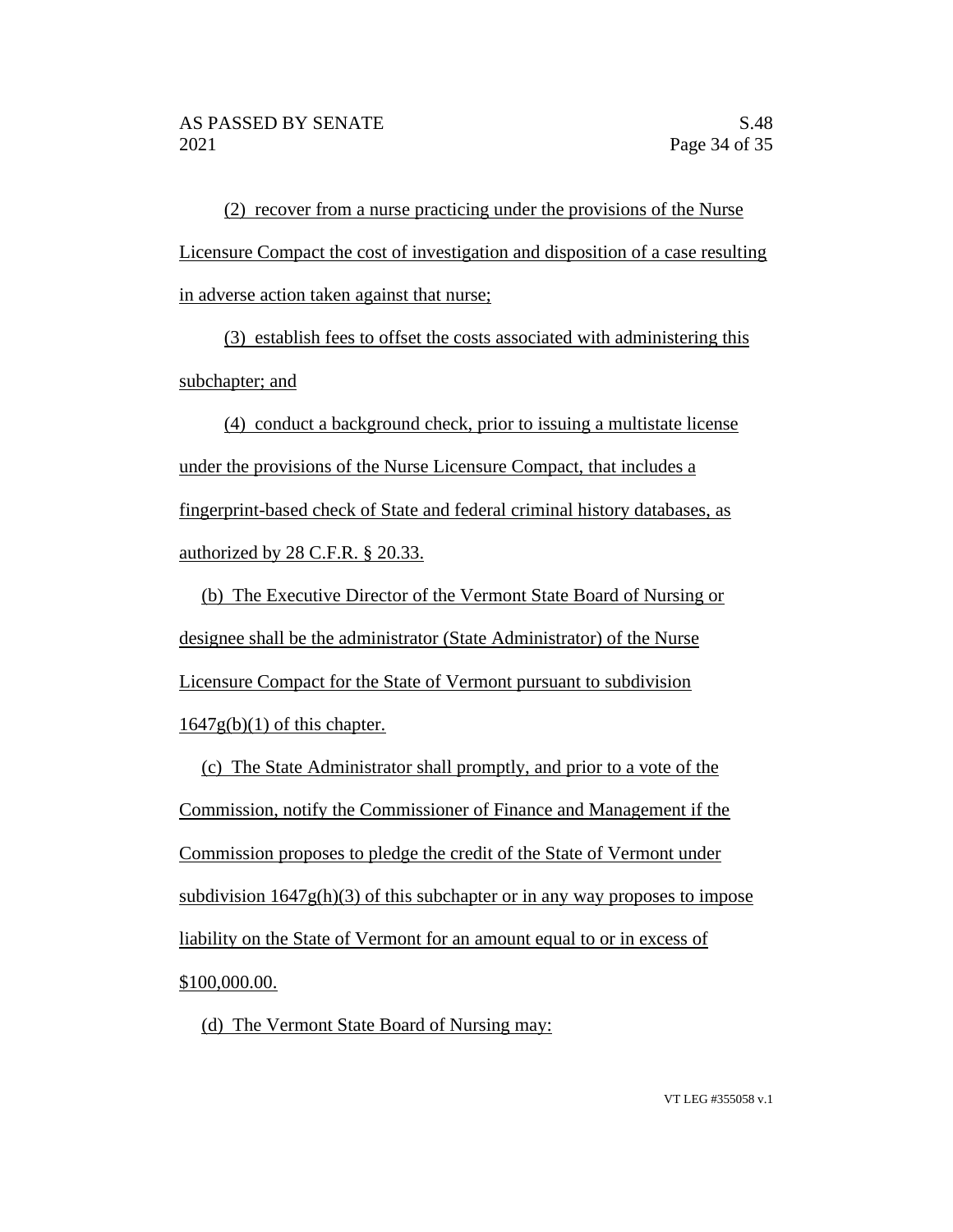(2) recover from a nurse practicing under the provisions of the Nurse Licensure Compact the cost of investigation and disposition of a case resulting in adverse action taken against that nurse;

(3) establish fees to offset the costs associated with administering this subchapter; and

(4) conduct a background check, prior to issuing a multistate license under the provisions of the Nurse Licensure Compact, that includes a fingerprint-based check of State and federal criminal history databases, as authorized by 28 C.F.R. § 20.33.

(b) The Executive Director of the Vermont State Board of Nursing or designee shall be the administrator (State Administrator) of the Nurse Licensure Compact for the State of Vermont pursuant to subdivision 1647g(b)(1) of this chapter.

(c) The State Administrator shall promptly, and prior to a vote of the Commission, notify the Commissioner of Finance and Management if the Commission proposes to pledge the credit of the State of Vermont under subdivision 1647g(h)(3) of this subchapter or in any way proposes to impose liability on the State of Vermont for an amount equal to or in excess of $100,000.00.

(d) The Vermont State Board of Nursing may: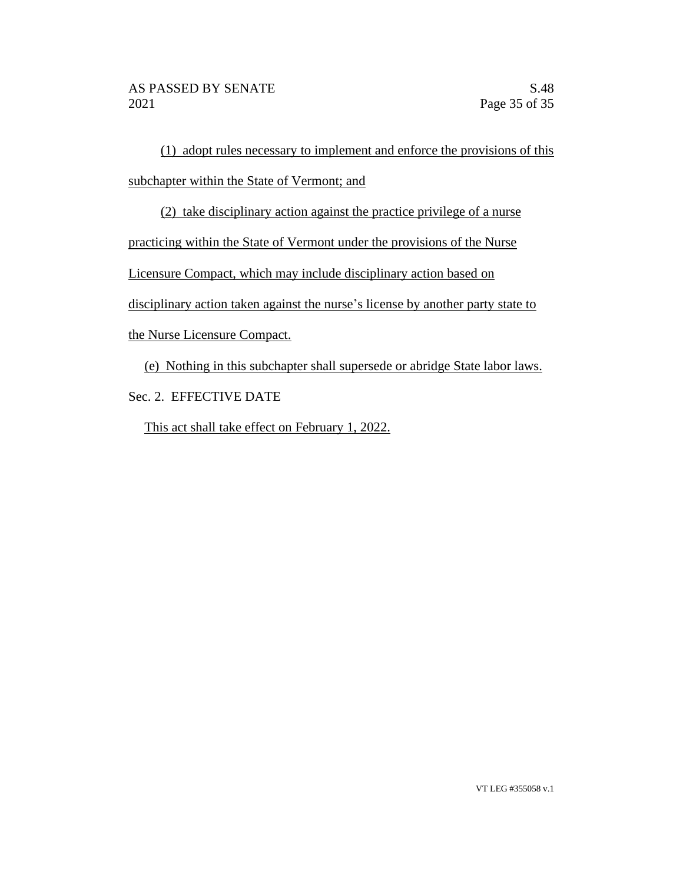(1) adopt rules necessary to implement and enforce the provisions of this subchapter within the State of Vermont; and

(2) take disciplinary action against the practice privilege of a nurse practicing within the State of Vermont under the provisions of the Nurse Licensure Compact, which may include disciplinary action based on disciplinary action taken against the nurse's license by another party state to the Nurse Licensure Compact.

(e) Nothing in this subchapter shall supersede or abridge State labor laws.

Sec. 2. EFFECTIVE DATE

This act shall take effect on February 1, 2022.